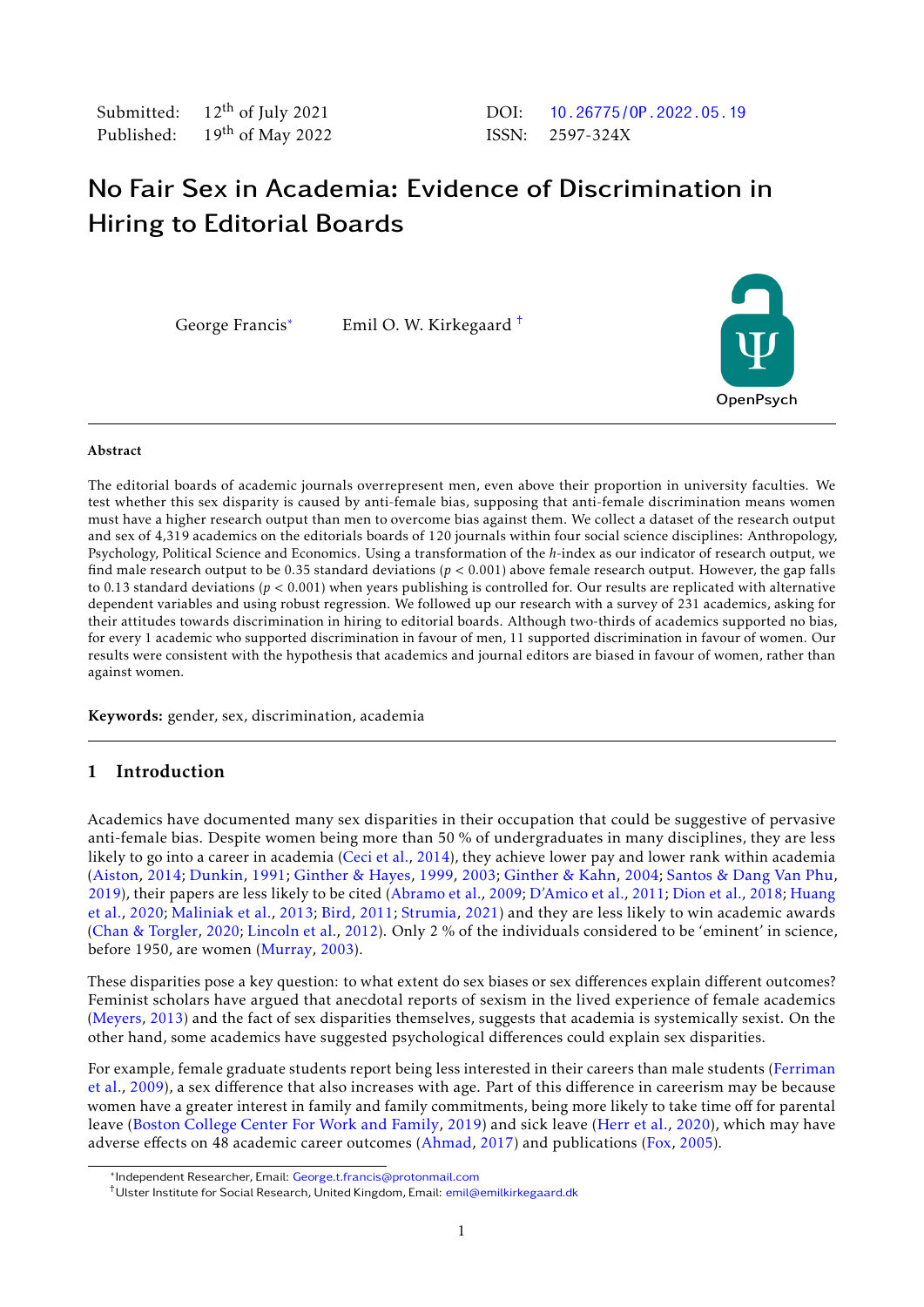Submitted: 12th of July 2021
Published: 19th of May 2022

DOI: 10.26775/OP.2022.05.19
ISSN: 2597-324X

# No Fair Sex in Academia: Evidence of Discrimination in Hiring to Editorial Boards

George Francis* Emil O. W. Kirkegaard †

OpenPsych

### Abstract

The editorial boards of academic journals overrepresent men, even above their proportion in university faculties. We test whether this sex disparity is caused by anti-female bias, supposing that anti-female discrimination means women must have a higher research output than men to overcome bias against them. We collect a dataset of the research output and sex of 4,319 academics on the editorials boards of 120 journals within four social science disciplines: Anthropology, Psychology, Political Science and Economics. Using a transformation of the $h$-index as our indicator of research output, we find male research output to be 0.35 standard deviations ($p < 0.001$) above female research output. However, the gap falls to 0.13 standard deviations ($p < 0.001$) when years publishing is controlled for. Our results are replicated with alternative dependent variables and using robust regression. We followed up our research with a survey of 231 academics, asking for their attitudes towards discrimination in hiring to editorial boards. Although two-thirds of academics supported no bias, for every 1 academic who supported discrimination in favour of men, 11 supported discrimination in favour of women. Our results were consistent with the hypothesis that academics and journal editors are biased in favour of women, rather than against women.

**Keywords:** gender, sex, discrimination, academia

## 1 Introduction

Academics have documented many sex disparities in their occupation that could be suggestive of pervasive anti-female bias. Despite women being more than 50 % of undergraduates in many disciplines, they are less likely to go into a career in academia (Ceci et al., 2014), they achieve lower pay and lower rank within academia (Aiston, 2014; Dunkin, 1991; Ginther & Hayes, 1999, 2003; Ginther & Kahn, 2004; Santos & Dang Van Phu, 2019), their papers are less likely to be cited (Abramo et al., 2009; D'Amico et al., 2011; Dion et al., 2018; Huang et al., 2020; Maliniak et al., 2013; Bird, 2011; Strumia, 2021) and they are less likely to win academic awards (Chan & Torgler, 2020; Lincoln et al., 2012). Only 2 % of the individuals considered to be 'eminent' in science, before 1950, are women (Murray, 2003).

These disparities pose a key question: to what extent do sex biases or sex differences explain different outcomes? Feminist scholars have argued that anecdotal reports of sexism in the lived experience of female academics (Meyers, 2013) and the fact of sex disparities themselves, suggests that academia is systemically sexist. On the other hand, some academics have suggested psychological differences could explain sex disparities.

For example, female graduate students report being less interested in their careers than male students (Ferriman et al., 2009), a sex difference that also increases with age. Part of this difference in careerism may be because women have a greater interest in family and family commitments, being more likely to take time off for parental leave (Boston College Center For Work and Family, 2019) and sick leave (Herr et al., 2020), which may have adverse effects on 48 academic career outcomes (Ahmad, 2017) and publications (Fox, 2005).

*Independent Researcher, Email: George.t.francis@protonmail.com

†Ulster Institute for Social Research, United Kingdom, Email: emil@emilkirkegaard.dk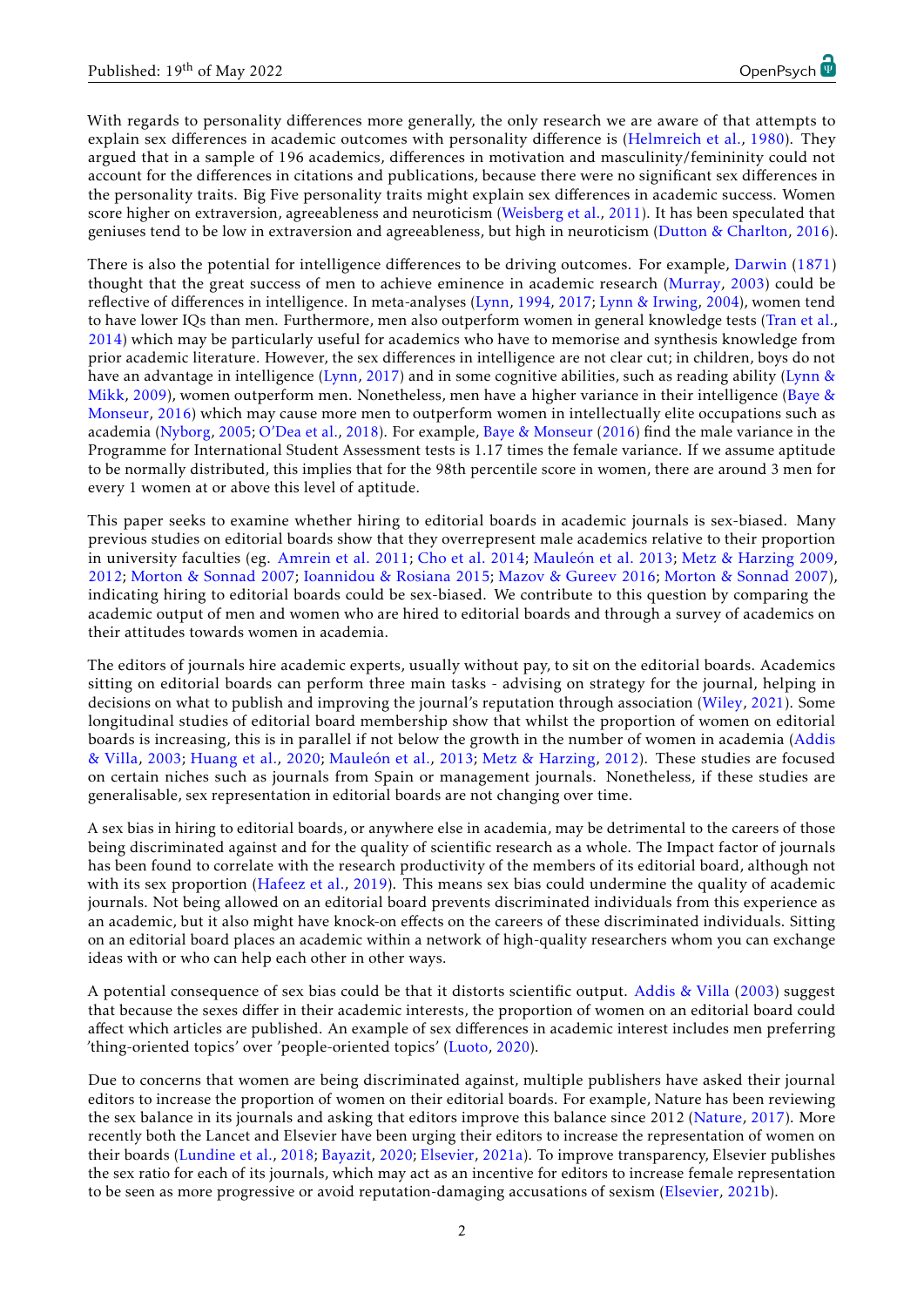With regards to personality differences more generally, the only research we are aware of that attempts to explain sex differences in academic outcomes with personality difference is (Helmreich et al., 1980). They argued that in a sample of 196 academics, differences in motivation and masculinity/femininity could not account for the differences in citations and publications, because there were no significant sex differences in the personality traits. Big Five personality traits might explain sex differences in academic success. Women score higher on extraversion, agreeableness and neuroticism (Weisberg et al., 2011). It has been speculated that geniuses tend to be low in extraversion and agreeableness, but high in neuroticism (Dutton & Charlton, 2016).

There is also the potential for intelligence differences to be driving outcomes. For example, Darwin (1871) thought that the great success of men to achieve eminence in academic research (Murray, 2003) could be reflective of differences in intelligence. In meta-analyses (Lynn, 1994, 2017; Lynn & Irwing, 2004), women tend to have lower IQs than men. Furthermore, men also outperform women in general knowledge tests (Tran et al., 2014) which may be particularly useful for academics who have to memorise and synthesis knowledge from prior academic literature. However, the sex differences in intelligence are not clear cut; in children, boys do not have an advantage in intelligence (Lynn, 2017) and in some cognitive abilities, such as reading ability (Lynn & Mikk, 2009), women outperform men. Nonetheless, men have a higher variance in their intelligence (Baye & Monseur, 2016) which may cause more men to outperform women in intellectually elite occupations such as academia (Nyborg, 2005; O'Dea et al., 2018). For example, Baye & Monseur (2016) find the male variance in the Programme for International Student Assessment tests is 1.17 times the female variance. If we assume aptitude to be normally distributed, this implies that for the 98th percentile score in women, there are around 3 men for every 1 women at or above this level of aptitude.

This paper seeks to examine whether hiring to editorial boards in academic journals is sex-biased. Many previous studies on editorial boards show that they overrepresent male academics relative to their proportion in university faculties (eg. Amrein et al. 2011; Cho et al. 2014; Mauleón et al. 2013; Metz & Harzing 2009, 2012; Morton & Sonnad 2007; Ioannidou & Rosiana 2015; Mazov & Gureev 2016; Morton & Sonnad 2007), indicating hiring to editorial boards could be sex-biased. We contribute to this question by comparing the academic output of men and women who are hired to editorial boards and through a survey of academics on their attitudes towards women in academia.

The editors of journals hire academic experts, usually without pay, to sit on the editorial boards. Academics sitting on editorial boards can perform three main tasks - advising on strategy for the journal, helping in decisions on what to publish and improving the journal's reputation through association (Wiley, 2021). Some longitudinal studies of editorial board membership show that whilst the proportion of women on editorial boards is increasing, this is in parallel if not below the growth in the number of women in academia (Addis & Villa, 2003; Huang et al., 2020; Mauleón et al., 2013; Metz & Harzing, 2012). These studies are focused on certain niches such as journals from Spain or management journals. Nonetheless, if these studies are generalisable, sex representation in editorial boards are not changing over time.

A sex bias in hiring to editorial boards, or anywhere else in academia, may be detrimental to the careers of those being discriminated against and for the quality of scientific research as a whole. The Impact factor of journals has been found to correlate with the research productivity of the members of its editorial board, although not with its sex proportion (Hafeez et al., 2019). This means sex bias could undermine the quality of academic journals. Not being allowed on an editorial board prevents discriminated individuals from this experience as an academic, but it also might have knock-on effects on the careers of these discriminated individuals. Sitting on an editorial board places an academic within a network of high-quality researchers whom you can exchange ideas with or who can help each other in other ways.

A potential consequence of sex bias could be that it distorts scientific output. Addis & Villa (2003) suggest that because the sexes differ in their academic interests, the proportion of women on an editorial board could affect which articles are published. An example of sex differences in academic interest includes men preferring 'thing-oriented topics' over 'people-oriented topics' (Luoto, 2020).

Due to concerns that women are being discriminated against, multiple publishers have asked their journal editors to increase the proportion of women on their editorial boards. For example, Nature has been reviewing the sex balance in its journals and asking that editors improve this balance since 2012 (Nature, 2017). More recently both the Lancet and Elsevier have been urging their editors to increase the representation of women on their boards (Lundine et al., 2018; Bayazit, 2020; Elsevier, 2021a). To improve transparency, Elsevier publishes the sex ratio for each of its journals, which may act as an incentive for editors to increase female representation to be seen as more progressive or avoid reputation-damaging accusations of sexism (Elsevier, 2021b).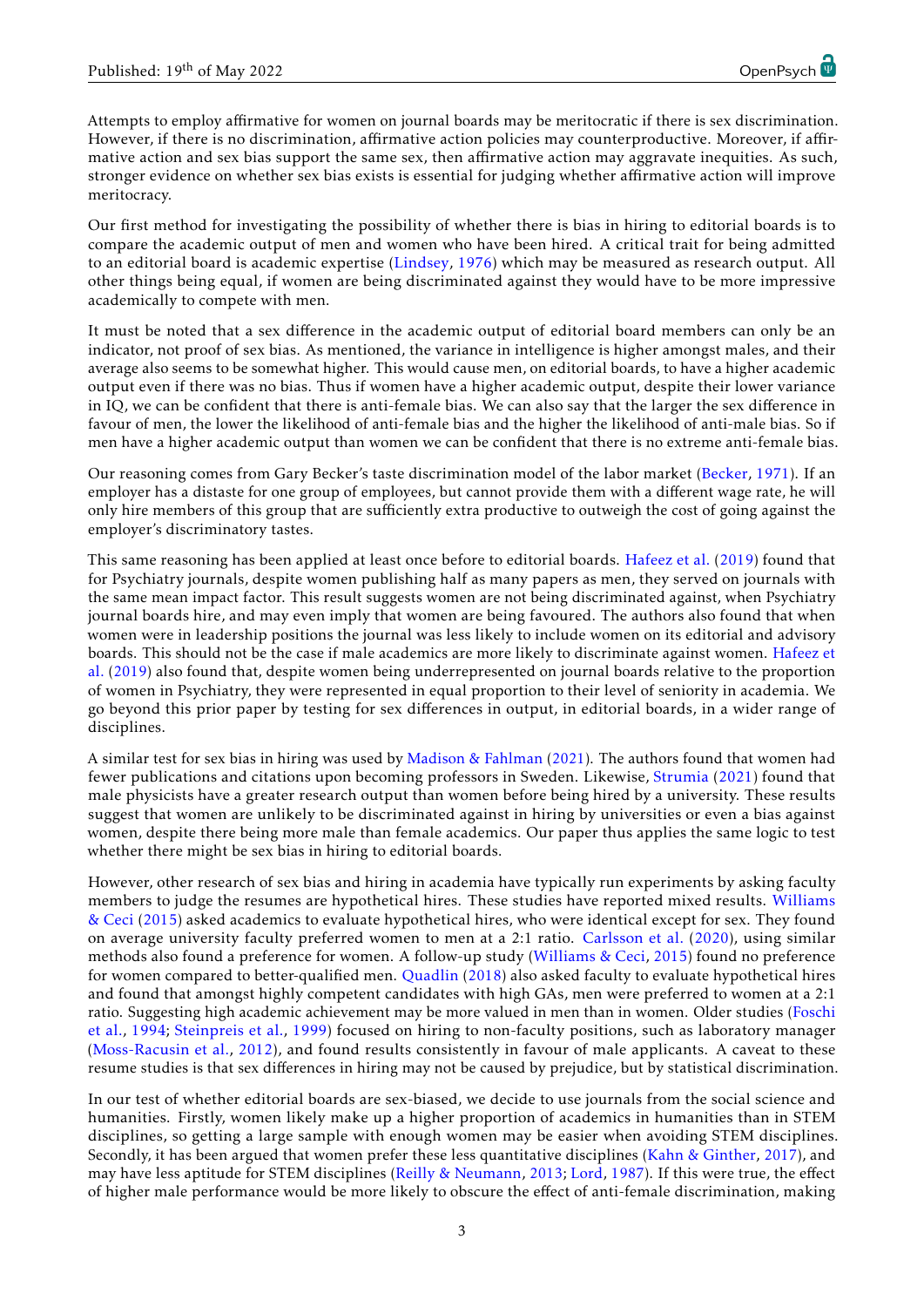Attempts to employ affirmative for women on journal boards may be meritocratic if there is sex discrimination. However, if there is no discrimination, affirmative action policies may counterproductive. Moreover, if affirmative action and sex bias support the same sex, then affirmative action may aggravate inequities. As such, stronger evidence on whether sex bias exists is essential for judging whether affirmative action will improve meritocracy.

Our first method for investigating the possibility of whether there is bias in hiring to editorial boards is to compare the academic output of men and women who have been hired. A critical trait for being admitted to an editorial board is academic expertise (Lindsey, 1976) which may be measured as research output. All other things being equal, if women are being discriminated against they would have to be more impressive academically to compete with men.

It must be noted that a sex difference in the academic output of editorial board members can only be an indicator, not proof of sex bias. As mentioned, the variance in intelligence is higher amongst males, and their average also seems to be somewhat higher. This would cause men, on editorial boards, to have a higher academic output even if there was no bias. Thus if women have a higher academic output, despite their lower variance in IQ, we can be confident that there is anti-female bias. We can also say that the larger the sex difference in favour of men, the lower the likelihood of anti-female bias and the higher the likelihood of anti-male bias. So if men have a higher academic output than women we can be confident that there is no extreme anti-female bias.

Our reasoning comes from Gary Becker's taste discrimination model of the labor market (Becker, 1971). If an employer has a distaste for one group of employees, but cannot provide them with a different wage rate, he will only hire members of this group that are sufficiently extra productive to outweigh the cost of going against the employer's discriminatory tastes.

This same reasoning has been applied at least once before to editorial boards. Hafeez et al. (2019) found that for Psychiatry journals, despite women publishing half as many papers as men, they served on journals with the same mean impact factor. This result suggests women are not being discriminated against, when Psychiatry journal boards hire, and may even imply that women are being favoured. The authors also found that when women were in leadership positions the journal was less likely to include women on its editorial and advisory boards. This should not be the case if male academics are more likely to discriminate against women. Hafeez et al. (2019) also found that, despite women being underrepresented on journal boards relative to the proportion of women in Psychiatry, they were represented in equal proportion to their level of seniority in academia. We go beyond this prior paper by testing for sex differences in output, in editorial boards, in a wider range of disciplines.

A similar test for sex bias in hiring was used by Madison & Fahlman (2021). The authors found that women had fewer publications and citations upon becoming professors in Sweden. Likewise, Strumia (2021) found that male physicists have a greater research output than women before being hired by a university. These results suggest that women are unlikely to be discriminated against in hiring by universities or even a bias against women, despite there being more male than female academics. Our paper thus applies the same logic to test whether there might be sex bias in hiring to editorial boards.

However, other research of sex bias and hiring in academia have typically run experiments by asking faculty members to judge the resumes are hypothetical hires. These studies have reported mixed results. Williams & Ceci (2015) asked academics to evaluate hypothetical hires, who were identical except for sex. They found on average university faculty preferred women to men at a 2:1 ratio. Carlsson et al. (2020), using similar methods also found a preference for women. A follow-up study (Williams & Ceci, 2015) found no preference for women compared to better-qualified men. Quadlin (2018) also asked faculty to evaluate hypothetical hires and found that amongst highly competent candidates with high GAs, men were preferred to women at a 2:1 ratio. Suggesting high academic achievement may be more valued in men than in women. Older studies (Foschi et al., 1994; Steinpreis et al., 1999) focused on hiring to non-faculty positions, such as laboratory manager (Moss-Racusin et al., 2012), and found results consistently in favour of male applicants. A caveat to these resume studies is that sex differences in hiring may not be caused by prejudice, but by statistical discrimination.

In our test of whether editorial boards are sex-biased, we decide to use journals from the social science and humanities. Firstly, women likely make up a higher proportion of academics in humanities than in STEM disciplines, so getting a large sample with enough women may be easier when avoiding STEM disciplines. Secondly, it has been argued that women prefer these less quantitative disciplines (Kahn & Ginther, 2017), and may have less aptitude for STEM disciplines (Reilly & Neumann, 2013; Lord, 1987). If this were true, the effect of higher male performance would be more likely to obscure the effect of anti-female discrimination, making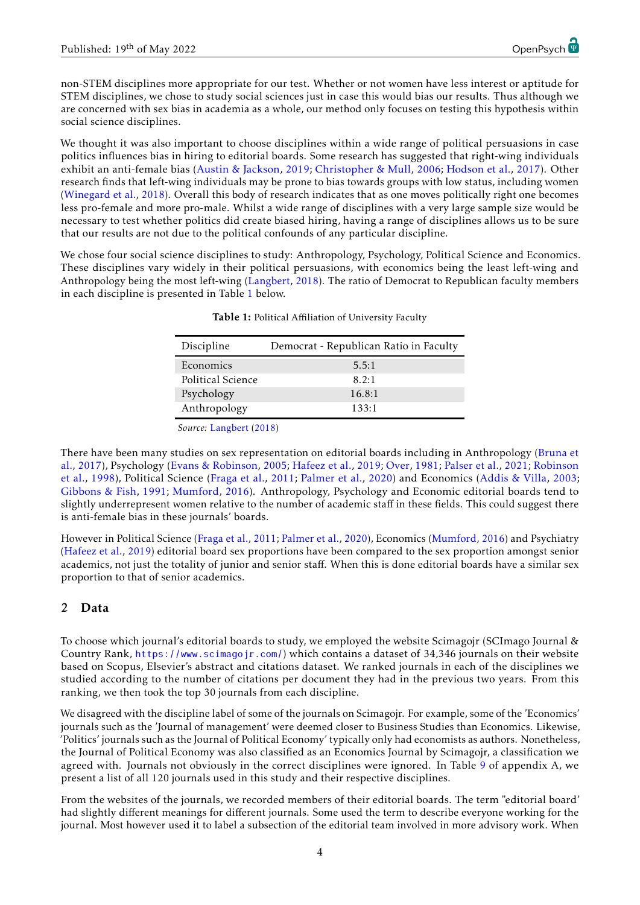non-STEM disciplines more appropriate for our test. Whether or not women have less interest or aptitude for STEM disciplines, we chose to study social sciences just in case this would bias our results. Thus although we are concerned with sex bias in academia as a whole, our method only focuses on testing this hypothesis within social science disciplines.

We thought it was also important to choose disciplines within a wide range of political persuasions in case politics influences bias in hiring to editorial boards. Some research has suggested that right-wing individuals exhibit an anti-female bias (Austin & Jackson, 2019; Christopher & Mull, 2006; Hodson et al., 2017). Other research finds that left-wing individuals may be prone to bias towards groups with low status, including women (Winegard et al., 2018). Overall this body of research indicates that as one moves politically right one becomes less pro-female and more pro-male. Whilst a wide range of disciplines with a very large sample size would be necessary to test whether politics did create biased hiring, having a range of disciplines allows us to be sure that our results are not due to the political confounds of any particular discipline.

We chose four social science disciplines to study: Anthropology, Psychology, Political Science and Economics. These disciplines vary widely in their political persuasions, with economics being the least left-wing and Anthropology being the most left-wing (Langbert, 2018). The ratio of Democrat to Republican faculty members in each discipline is presented in Table 1 below.

**Table 1:** Political Affiliation of University Faculty

| Discipline | Democrat - Republican Ratio in Faculty |
|---|---|
| Economics | 5.5:1 |
| Political Science | 8.2:1 |
| Psychology | 16.8:1 |
| Anthropology | 133:1 |

*Source:* Langbert (2018)

There have been many studies on sex representation on editorial boards including in Anthropology (Bruna et al., 2017), Psychology (Evans & Robinson, 2005; Hafeez et al., 2019; Over, 1981; Palser et al., 2021; Robinson et al., 1998), Political Science (Fraga et al., 2011; Palmer et al., 2020) and Economics (Addis & Villa, 2003; Gibbons & Fish, 1991; Mumford, 2016). Anthropology, Psychology and Economic editorial boards tend to slightly underrepresent women relative to the number of academic staff in these fields. This could suggest there is anti-female bias in these journals' boards.

However in Political Science (Fraga et al., 2011; Palmer et al., 2020), Economics (Mumford, 2016) and Psychiatry (Hafeez et al., 2019) editorial board sex proportions have been compared to the sex proportion amongst senior academics, not just the totality of junior and senior staff. When this is done editorial boards have a similar sex proportion to that of senior academics.

## 2 Data

To choose which journal's editorial boards to study, we employed the website Scimagojr (SCImago Journal & Country Rank, https://www.scimagojr.com/) which contains a dataset of 34,346 journals on their website based on Scopus, Elsevier's abstract and citations dataset. We ranked journals in each of the disciplines we studied according to the number of citations per document they had in the previous two years. From this ranking, we then took the top 30 journals from each discipline.

We disagreed with the discipline label of some of the journals on Scimagojr. For example, some of the 'Economics' journals such as the 'Journal of management' were deemed closer to Business Studies than Economics. Likewise, 'Politics' journals such as the Journal of Political Economy' typically only had economists as authors. Nonetheless, the Journal of Political Economy was also classified as an Economics Journal by Scimagojr, a classification we agreed with. Journals not obviously in the correct disciplines were ignored. In Table 9 of appendix A, we present a list of all 120 journals used in this study and their respective disciplines.

From the websites of the journals, we recorded members of their editorial boards. The term "editorial board' had slightly different meanings for different journals. Some used the term to describe everyone working for the journal. Most however used it to label a subsection of the editorial team involved in more advisory work. When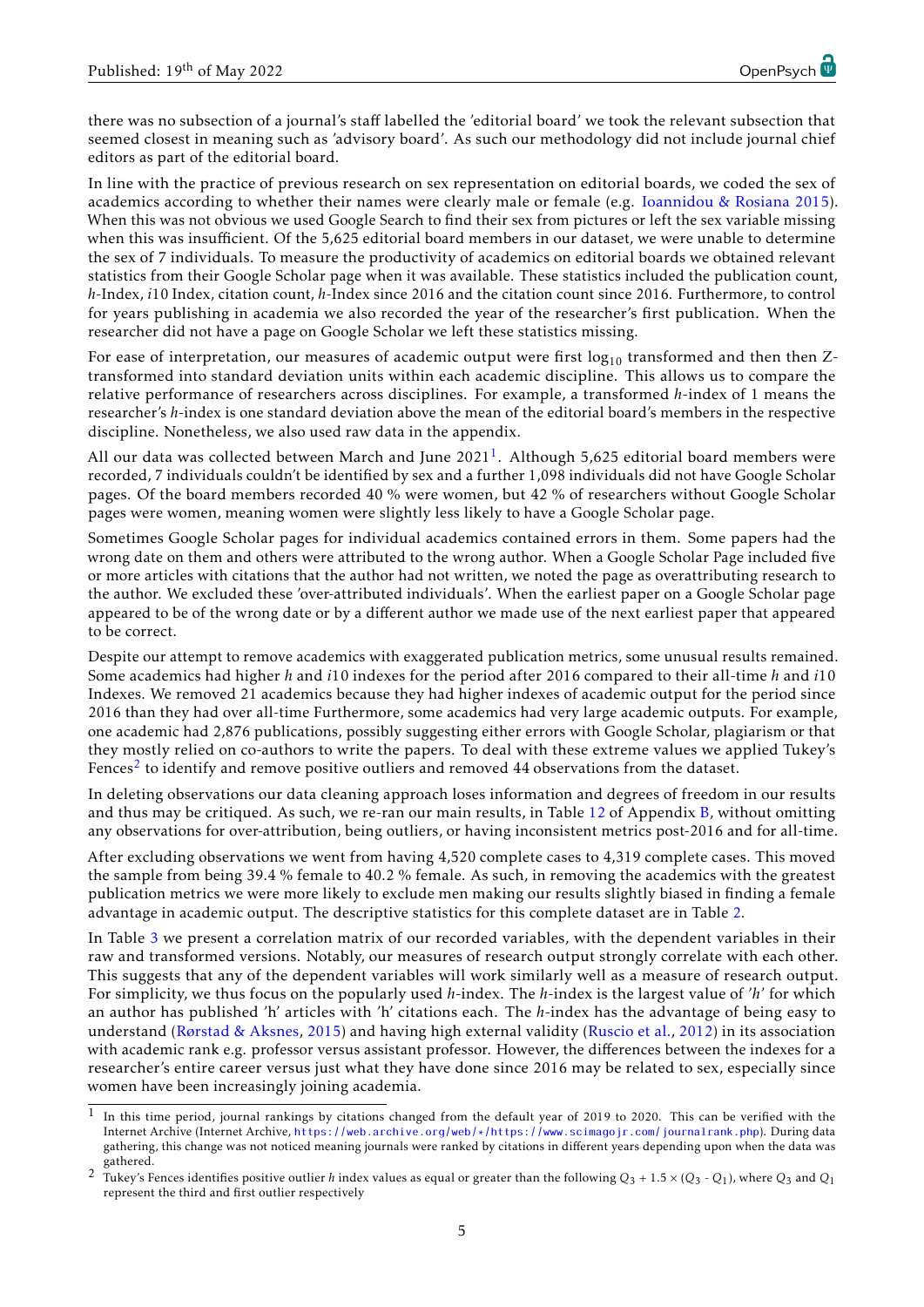there was no subsection of a journal's staff labelled the 'editorial board' we took the relevant subsection that seemed closest in meaning such as 'advisory board'. As such our methodology did not include journal chief editors as part of the editorial board.

In line with the practice of previous research on sex representation on editorial boards, we coded the sex of academics according to whether their names were clearly male or female (e.g. Ioannidou & Rosiana 2015). When this was not obvious we used Google Search to find their sex from pictures or left the sex variable missing when this was insufficient. Of the 5,625 editorial board members in our dataset, we were unable to determine the sex of 7 individuals. To measure the productivity of academics on editorial boards we obtained relevant statistics from their Google Scholar page when it was available. These statistics included the publication count, *h*-Index, *i*10 Index, citation count, *h*-Index since 2016 and the citation count since 2016. Furthermore, to control for years publishing in academia we also recorded the year of the researcher's first publication. When the researcher did not have a page on Google Scholar we left these statistics missing.

For ease of interpretation, our measures of academic output were first $\log_{10}$ transformed and then then Z-transformed into standard deviation units within each academic discipline. This allows us to compare the relative performance of researchers across disciplines. For example, a transformed *h*-index of 1 means the researcher's *h*-index is one standard deviation above the mean of the editorial board's members in the respective discipline. Nonetheless, we also used raw data in the appendix.

All our data was collected between March and June 2021[1]. Although 5,625 editorial board members were recorded, 7 individuals couldn't be identified by sex and a further 1,098 individuals did not have Google Scholar pages. Of the board members recorded 40 % were women, but 42 % of researchers without Google Scholar pages were women, meaning women were slightly less likely to have a Google Scholar page.

Sometimes Google Scholar pages for individual academics contained errors in them. Some papers had the wrong date on them and others were attributed to the wrong author. When a Google Scholar Page included five or more articles with citations that the author had not written, we noted the page as overattributing research to the author. We excluded these 'over-attributed individuals'. When the earliest paper on a Google Scholar page appeared to be of the wrong date or by a different author we made use of the next earliest paper that appeared to be correct.

Despite our attempt to remove academics with exaggerated publication metrics, some unusual results remained. Some academics had higher *h* and *i*10 indexes for the period after 2016 compared to their all-time *h* and *i*10 Indexes. We removed 21 academics because they had higher indexes of academic output for the period since 2016 than they had over all-time Furthermore, some academics had very large academic outputs. For example, one academic had 2,876 publications, possibly suggesting either errors with Google Scholar, plagiarism or that they mostly relied on co-authors to write the papers. To deal with these extreme values we applied Tukey's Fences[2] to identify and remove positive outliers and removed 44 observations from the dataset.

In deleting observations our data cleaning approach loses information and degrees of freedom in our results and thus may be critiqued. As such, we re-ran our main results, in Table 12 of Appendix B, without omitting any observations for over-attribution, being outliers, or having inconsistent metrics post-2016 and for all-time.

After excluding observations we went from having 4,520 complete cases to 4,319 complete cases. This moved the sample from being 39.4 % female to 40.2 % female. As such, in removing the academics with the greatest publication metrics we were more likely to exclude men making our results slightly biased in finding a female advantage in academic output. The descriptive statistics for this complete dataset are in Table 2.

In Table 3 we present a correlation matrix of our recorded variables, with the dependent variables in their raw and transformed versions. Notably, our measures of research output strongly correlate with each other. This suggests that any of the dependent variables will work similarly well as a measure of research output. For simplicity, we thus focus on the popularly used *h*-index. The *h*-index is the largest value of '*h*' for which an author has published 'h' articles with 'h' citations each. The *h*-index has the advantage of being easy to understand (Rørstad & Aksnes, 2015) and having high external validity (Ruscio et al., 2012) in its association with academic rank e.g. professor versus assistant professor. However, the differences between the indexes for a researcher's entire career versus just what they have done since 2016 may be related to sex, especially since women have been increasingly joining academia.

[1] In this time period, journal rankings by citations changed from the default year of 2019 to 2020. This can be verified with the Internet Archive (Internet Archive, https://web.archive.org/web/*/https://www.scimagojr.com/journalrank.php). During data gathering, this change was not noticed meaning journals were ranked by citations in different years depending upon when the data was gathered.

[2] Tukey's Fences identifies positive outlier *h* index values as equal or greater than the following $Q_3 + 1.5 \times (Q_3 - Q_1)$, where $Q_3$ and $Q_1$ represent the third and first outlier respectively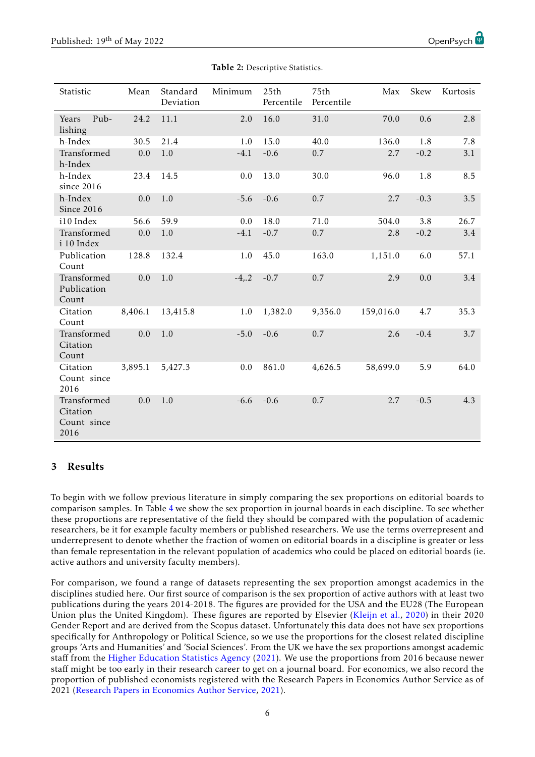**Table 2:** Descriptive Statistics.

| Statistic | Mean | Standard Deviation | Minimum | 25th Percentile | 75th Percentile | Max | Skew | Kurtosis |
|---|---|---|---|---|---|---|---|---|
| Years Publishing | 24.2 | 11.1 | 2.0 | 16.0 | 31.0 | 70.0 | 0.6 | 2.8 |
| h-Index | 30.5 | 21.4 | 1.0 | 15.0 | 40.0 | 136.0 | 1.8 | 7.8 |
| Transformed h-Index | 0.0 | 1.0 | -4.1 | -0.6 | 0.7 | 2.7 | -0.2 | 3.1 |
| h-Index since 2016 | 23.4 | 14.5 | 0.0 | 13.0 | 30.0 | 96.0 | 1.8 | 8.5 |
| h-Index Since 2016 | 0.0 | 1.0 | -5.6 | -0.6 | 0.7 | 2.7 | -0.3 | 3.5 |
| i10 Index | 56.6 | 59.9 | 0.0 | 18.0 | 71.0 | 504.0 | 3.8 | 26.7 |
| Transformed i 10 Index | 0.0 | 1.0 | -4.1 | -0.7 | 0.7 | 2.8 | -0.2 | 3.4 |
| Publication Count | 128.8 | 132.4 | 1.0 | 45.0 | 163.0 | 1,151.0 | 6.0 | 57.1 |
| Transformed Publication Count | 0.0 | 1.0 | -4,.2 | -0.7 | 0.7 | 2.9 | 0.0 | 3.4 |
| Citation Count | 8,406.1 | 13,415.8 | 1.0 | 1,382.0 | 9,356.0 | 159,016.0 | 4.7 | 35.3 |
| Transformed Citation Count | 0.0 | 1.0 | -5.0 | -0.6 | 0.7 | 2.6 | -0.4 | 3.7 |
| Citation Count since 2016 | 3,895.1 | 5,427.3 | 0.0 | 861.0 | 4,626.5 | 58,699.0 | 5.9 | 64.0 |
| Transformed Citation Count since 2016 | 0.0 | 1.0 | -6.6 | -0.6 | 0.7 | 2.7 | -0.5 | 4.3 |

## 3 Results

To begin with we follow previous literature in simply comparing the sex proportions on editorial boards to comparison samples. In Table 4 we show the sex proportion in journal boards in each discipline. To see whether these proportions are representative of the field they should be compared with the population of academic researchers, be it for example faculty members or published researchers. We use the terms overrepresent and underrepresent to denote whether the fraction of women on editorial boards in a discipline is greater or less than female representation in the relevant population of academics who could be placed on editorial boards (ie. active authors and university faculty members).

For comparison, we found a range of datasets representing the sex proportion amongst academics in the disciplines studied here. Our first source of comparison is the sex proportion of active authors with at least two publications during the years 2014-2018. The figures are provided for the USA and the EU28 (The European Union plus the United Kingdom). These figures are reported by Elsevier (Kleijn et al., 2020) in their 2020 Gender Report and are derived from the Scopus dataset. Unfortunately this data does not have sex proportions specifically for Anthropology or Political Science, so we use the proportions for the closest related discipline groups 'Arts and Humanities' and 'Social Sciences'. From the UK we have the sex proportions amongst academic staff from the Higher Education Statistics Agency (2021). We use the proportions from 2016 because newer staff might be too early in their research career to get on a journal board. For economics, we also record the proportion of published economists registered with the Research Papers in Economics Author Service as of 2021 (Research Papers in Economics Author Service, 2021).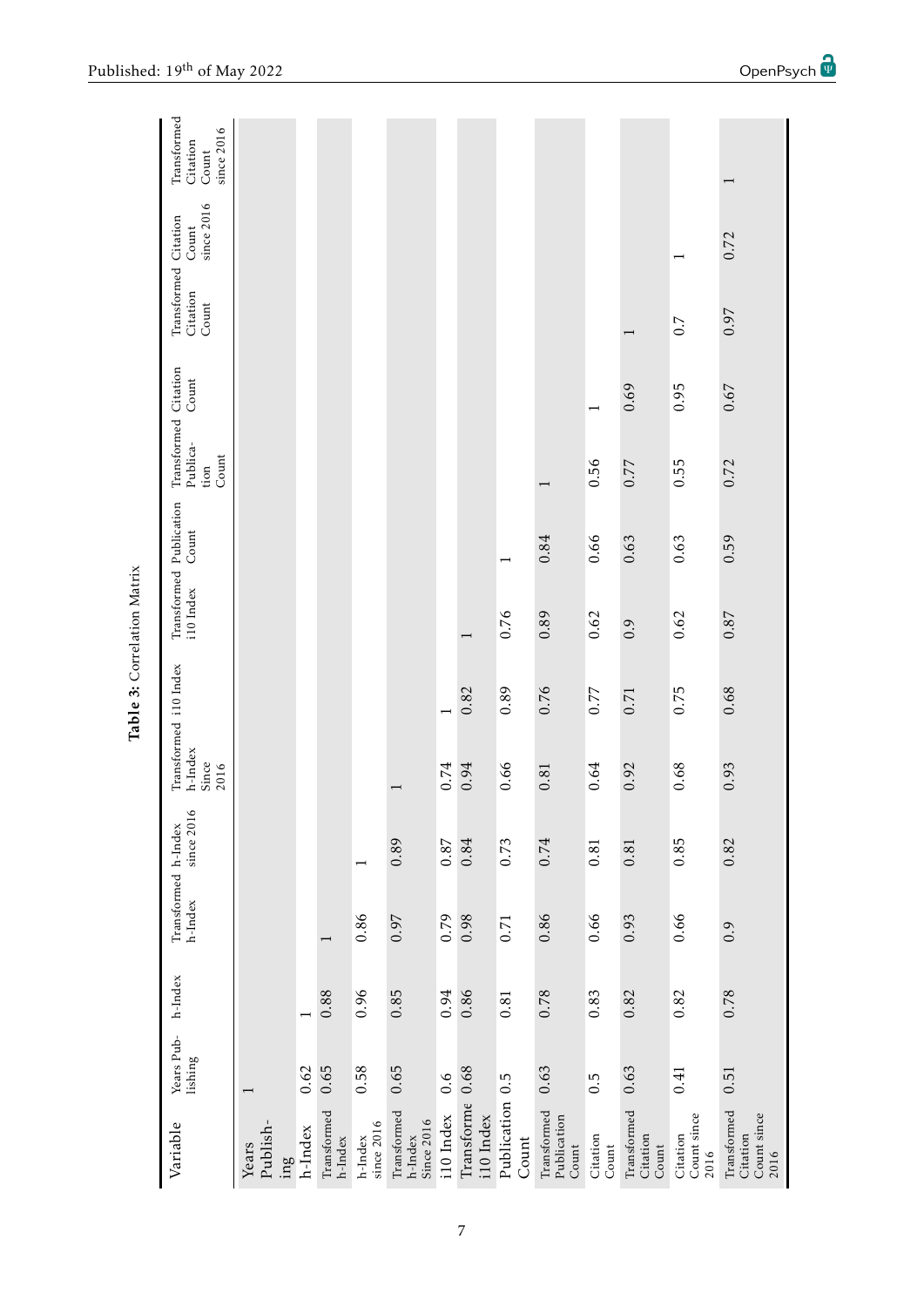**Table 3:** Correlation Matrix

| Variable | Years Publishing | h-Index | Transformed h-Index | h-Index since 2016 | Transformed h-Index Since 2016 | i10 Index | Transformed i10 Index | Publication Count | Transformed Publication Count | Citation Count | Transformed Citation Count | Citation Count since 2016 | Transformed Citation Count since 2016 |
|---|---|---|---|---|---|---|---|---|---|---|---|---|---|
| Years Publishing | 1 | | | | | | | | | | | | |
| h-Index | 0.62 | 1 | | | | | | | | | | | |
| Transformed h-Index | 0.65 | 0.88 | 1 | | | | | | | | | | |
| h-Index since 2016 | 0.58 | 0.96 | 0.86 | 1 | | | | | | | | | |
| Transformed h-Index Since 2016 | 0.65 | 0.85 | 0.97 | 0.89 | 1 | | | | | | | | |
| i10 Index | 0.6 | 0.94 | 0.79 | 0.87 | 0.74 | 1 | | | | | | | |
| Transformed i10 Index | 0.68 | 0.86 | 0.98 | 0.84 | 0.94 | 0.82 | 1 | | | | | | |
| Publication Count | 0.5 | 0.81 | 0.71 | 0.73 | 0.66 | 0.89 | 0.76 | 1 | | | | | |
| Transformed Publication Count | 0.63 | 0.78 | 0.86 | 0.74 | 0.81 | 0.76 | 0.89 | 0.84 | 1 | | | | |
| Citation Count | 0.5 | 0.83 | 0.66 | 0.81 | 0.64 | 0.77 | 0.62 | 0.66 | 0.56 | 1 | | | |
| Transformed Citation Count | 0.63 | 0.82 | 0.93 | 0.81 | 0.92 | 0.71 | 0.9 | 0.63 | 0.77 | 0.69 | 1 | | |
| Citation Count since 2016 | 0.41 | 0.82 | 0.66 | 0.85 | 0.68 | 0.75 | 0.62 | 0.63 | 0.55 | 0.95 | 0.7 | 1 | |
| Transformed Citation Count since 2016 | 0.51 | 0.78 | 0.9 | 0.82 | 0.93 | 0.68 | 0.87 | 0.59 | 0.72 | 0.67 | 0.97 | 0.72 | 1 |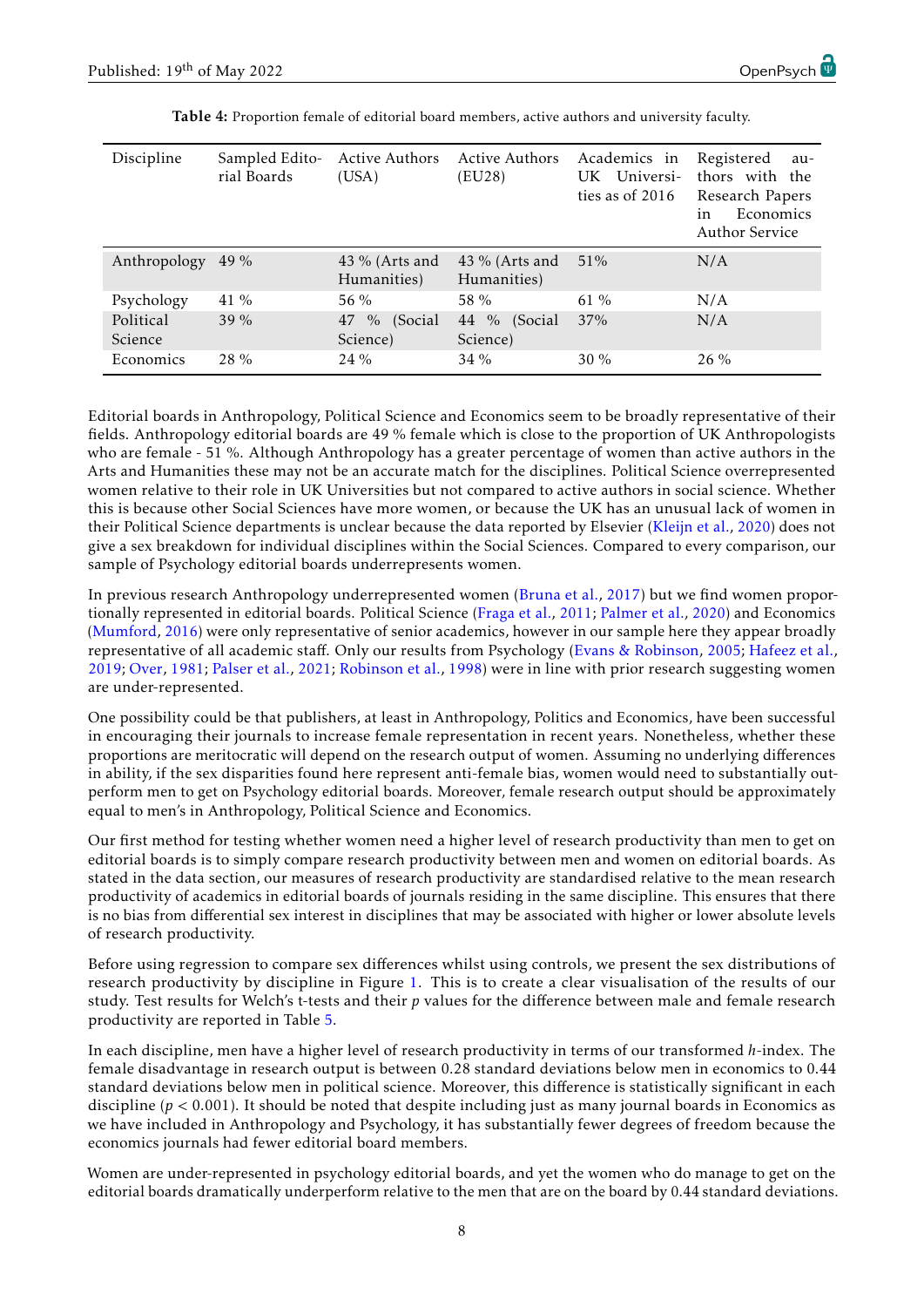**Table 4:** Proportion female of editorial board members, active authors and university faculty.

| Discipline | Sampled Editorial Boards | Active Authors (USA) | Active Authors (EU28) | Academics in UK Universities as of 2016 | Registered authors with the Research Papers in Economics Author Service |
|---|---|---|---|---|---|
| Anthropology | 49 % | 43 % (Arts and Humanities) | 43 % (Arts and Humanities) | 51% | N/A |
| Psychology | 41 % | 56 % | 58 % | 61 % | N/A |
| Political Science | 39 % | 47 % (Social Science) | 44 % (Social Science) | 37% | N/A |
| Economics | 28 % | 24 % | 34 % | 30 % | 26 % |

Editorial boards in Anthropology, Political Science and Economics seem to be broadly representative of their fields. Anthropology editorial boards are 49 % female which is close to the proportion of UK Anthropologists who are female - 51 %. Although Anthropology has a greater percentage of women than active authors in the Arts and Humanities these may not be an accurate match for the disciplines. Political Science overrepresented women relative to their role in UK Universities but not compared to active authors in social science. Whether this is because other Social Sciences have more women, or because the UK has an unusual lack of women in their Political Science departments is unclear because the data reported by Elsevier (Kleijn et al., 2020) does not give a sex breakdown for individual disciplines within the Social Sciences. Compared to every comparison, our sample of Psychology editorial boards underrepresents women.

In previous research Anthropology underrepresented women (Bruna et al., 2017) but we find women proportionally represented in editorial boards. Political Science (Fraga et al., 2011; Palmer et al., 2020) and Economics (Mumford, 2016) were only representative of senior academics, however in our sample here they appear broadly representative of all academic staff. Only our results from Psychology (Evans & Robinson, 2005; Hafeez et al., 2019; Over, 1981; Palser et al., 2021; Robinson et al., 1998) were in line with prior research suggesting women are under-represented.

One possibility could be that publishers, at least in Anthropology, Politics and Economics, have been successful in encouraging their journals to increase female representation in recent years. Nonetheless, whether these proportions are meritocratic will depend on the research output of women. Assuming no underlying differences in ability, if the sex disparities found here represent anti-female bias, women would need to substantially outperform men to get on Psychology editorial boards. Moreover, female research output should be approximately equal to men's in Anthropology, Political Science and Economics.

Our first method for testing whether women need a higher level of research productivity than men to get on editorial boards is to simply compare research productivity between men and women on editorial boards. As stated in the data section, our measures of research productivity are standardised relative to the mean research productivity of academics in editorial boards of journals residing in the same discipline. This ensures that there is no bias from differential sex interest in disciplines that may be associated with higher or lower absolute levels of research productivity.

Before using regression to compare sex differences whilst using controls, we present the sex distributions of research productivity by discipline in Figure 1. This is to create a clear visualisation of the results of our study. Test results for Welch's t-tests and their $p$ values for the difference between male and female research productivity are reported in Table 5.

In each discipline, men have a higher level of research productivity in terms of our transformed $h$-index. The female disadvantage in research output is between 0.28 standard deviations below men in economics to 0.44 standard deviations below men in political science. Moreover, this difference is statistically significant in each discipline ($p < 0.001$). It should be noted that despite including just as many journal boards in Economics as we have included in Anthropology and Psychology, it has substantially fewer degrees of freedom because the economics journals had fewer editorial board members.

Women are under-represented in psychology editorial boards, and yet the women who do manage to get on the editorial boards dramatically underperform relative to the men that are on the board by 0.44 standard deviations.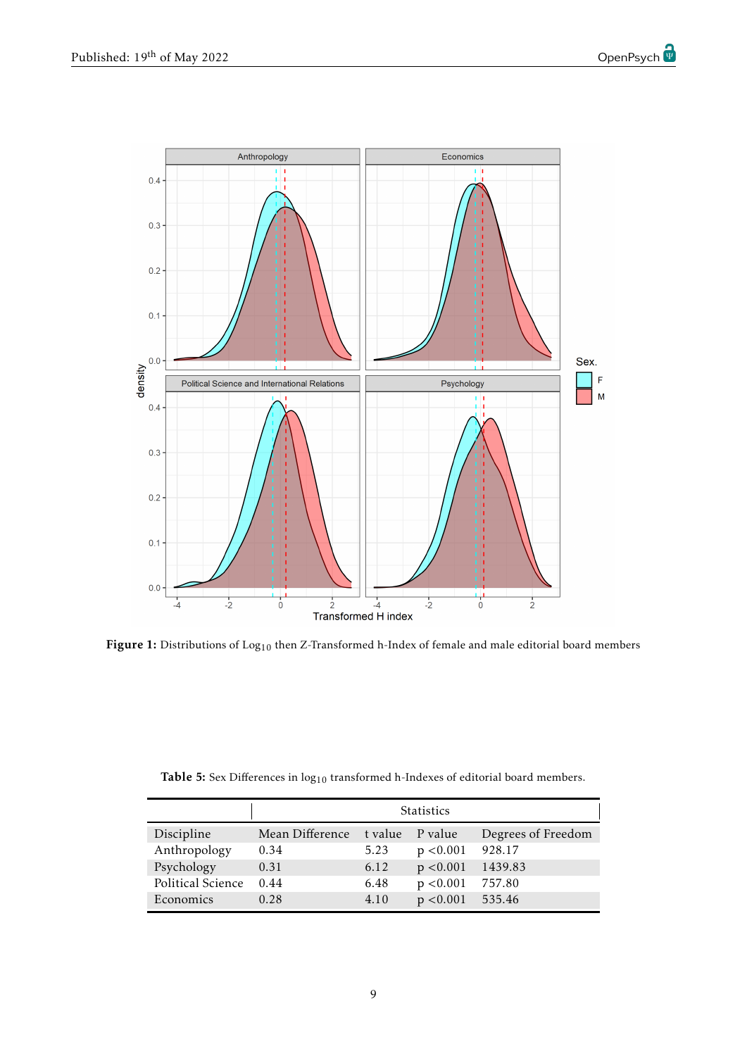Anthropology

Economics

Political Science and International Relations

Psychology

density

0.4

0.3

0.2

0.1

0.0

-4

-2

0

2

Transformed H index

Sex.

F

M

**Figure 1:** Distributions of $Log_{10}$ then Z-Transformed h-Index of female and male editorial board members

**Table 5:** Sex Differences in $log_{10}$ transformed h-Indexes of editorial board members.

| | Statistics | | | |
|---|---|---|---|---|
| Discipline | Mean Difference | t value | P value | Degrees of Freedom |
| Anthropology | 0.34 | 5.23 | $p < 0.001$ | 928.17 |
| Psychology | 0.31 | 6.12 | $p < 0.001$ | 1439.83 |
| Political Science | 0.44 | 6.48 | $p < 0.001$ | 757.80 |
| Economics | 0.28 | 4.10 | $p < 0.001$ | 535.46 |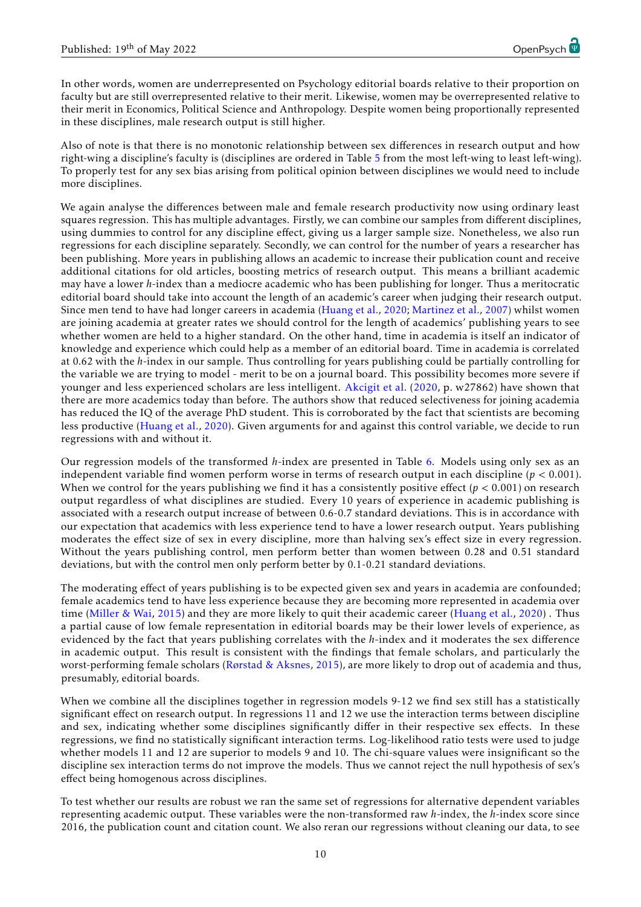In other words, women are underrepresented on Psychology editorial boards relative to their proportion on faculty but are still overrepresented relative to their merit. Likewise, women may be overrepresented relative to their merit in Economics, Political Science and Anthropology. Despite women being proportionally represented in these disciplines, male research output is still higher.

Also of note is that there is no monotonic relationship between sex differences in research output and how right-wing a discipline's faculty is (disciplines are ordered in Table 5 from the most left-wing to least left-wing). To properly test for any sex bias arising from political opinion between disciplines we would need to include more disciplines.

We again analyse the differences between male and female research productivity now using ordinary least squares regression. This has multiple advantages. Firstly, we can combine our samples from different disciplines, using dummies to control for any discipline effect, giving us a larger sample size. Nonetheless, we also run regressions for each discipline separately. Secondly, we can control for the number of years a researcher has been publishing. More years in publishing allows an academic to increase their publication count and receive additional citations for old articles, boosting metrics of research output. This means a brilliant academic may have a lower $h$-index than a mediocre academic who has been publishing for longer. Thus a meritocratic editorial board should take into account the length of an academic's career when judging their research output. Since men tend to have had longer careers in academia (Huang et al., 2020; Martinez et al., 2007) whilst women are joining academia at greater rates we should control for the length of academics' publishing years to see whether women are held to a higher standard. On the other hand, time in academia is itself an indicator of knowledge and experience which could help as a member of an editorial board. Time in academia is correlated at 0.62 with the $h$-index in our sample. Thus controlling for years publishing could be partially controlling for the variable we are trying to model - merit to be on a journal board. This possibility becomes more severe if younger and less experienced scholars are less intelligent. Akcigit et al. (2020, p. w27862) have shown that there are more academics today than before. The authors show that reduced selectiveness for joining academia has reduced the IQ of the average PhD student. This is corroborated by the fact that scientists are becoming less productive (Huang et al., 2020). Given arguments for and against this control variable, we decide to run regressions with and without it.

Our regression models of the transformed $h$-index are presented in Table 6. Models using only sex as an independent variable find women perform worse in terms of research output in each discipline ($p < 0.001$). When we control for the years publishing we find it has a consistently positive effect ($p < 0.001$) on research output regardless of what disciplines are studied. Every 10 years of experience in academic publishing is associated with a research output increase of between 0.6-0.7 standard deviations. This is in accordance with our expectation that academics with less experience tend to have a lower research output. Years publishing moderates the effect size of sex in every discipline, more than halving sex's effect size in every regression. Without the years publishing control, men perform better than women between 0.28 and 0.51 standard deviations, but with the control men only perform better by 0.1-0.21 standard deviations.

The moderating effect of years publishing is to be expected given sex and years in academia are confounded; female academics tend to have less experience because they are becoming more represented in academia over time (Miller & Wai, 2015) and they are more likely to quit their academic career (Huang et al., 2020) . Thus a partial cause of low female representation in editorial boards may be their lower levels of experience, as evidenced by the fact that years publishing correlates with the $h$-index and it moderates the sex difference in academic output. This result is consistent with the findings that female scholars, and particularly the worst-performing female scholars (Rørstad & Aksnes, 2015), are more likely to drop out of academia and thus, presumably, editorial boards.

When we combine all the disciplines together in regression models 9-12 we find sex still has a statistically significant effect on research output. In regressions 11 and 12 we use the interaction terms between discipline and sex, indicating whether some disciplines significantly differ in their respective sex effects. In these regressions, we find no statistically significant interaction terms. Log-likelihood ratio tests were used to judge whether models 11 and 12 are superior to models 9 and 10. The chi-square values were insignificant so the discipline sex interaction terms do not improve the models. Thus we cannot reject the null hypothesis of sex's effect being homogenous across disciplines.

To test whether our results are robust we ran the same set of regressions for alternative dependent variables representing academic output. These variables were the non-transformed raw $h$-index, the $h$-index score since 2016, the publication count and citation count. We also reran our regressions without cleaning our data, to see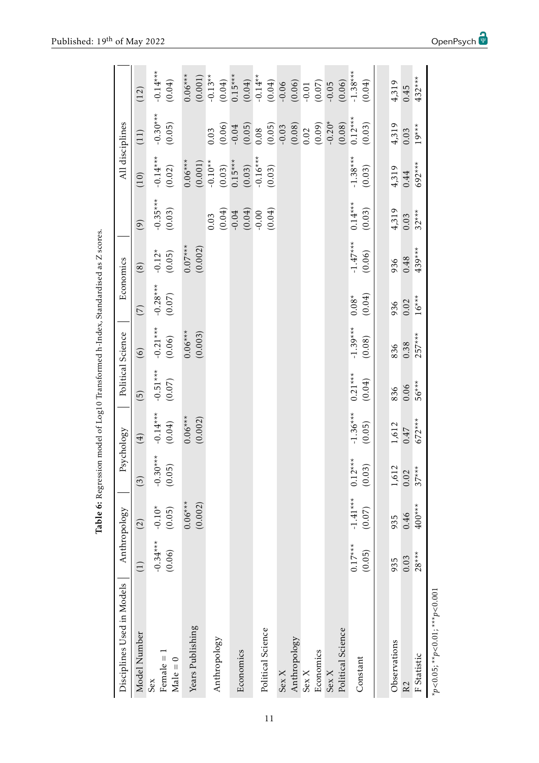**Table 6:** Regression model of Log10 Transformed h-Index, Standardised as Z scores.

| Disciplines Used in Models | Anthropology | | Psychology | | Political Science | | Economics | | All disciplines | | | |
|---|---|---|---|---|---|---|---|---|---|---|---|---|
| Model Number | (1) | (2) | (3) | (4) | (5) | (6) | (7) | (8) | (9) | (10) | (11) | (12) |
| Sex Female = 1 Male = 0 | -0.34*** (0.06) | -0.10* (0.05) | -0.30*** (0.05) | -0.14*** (0.04) | -0.51*** (0.07) | -0.21*** (0.06) | -0.28*** (0.07) | -0.12* (0.05) | -0.35*** (0.03) | -0.14*** (0.02) | -0.30*** (0.05) | -0.14*** (0.04) |
| Years Publishing | | 0.06*** (0.002) | | 0.06*** (0.002) | | 0.06*** (0.003) | | 0.07*** (0.002) | | 0.06*** (0.001) | | 0.06*** (0.001) |
| Anthropology | | | | | | | | | 0.03 (0.04) | -0.10** (0.03) | 0.03 (0.06) | -0.13** (0.04) |
| Economics | | | | | | | | | -0.04 (0.04) | 0.15*** (0.03) | -0.04 (0.05) | 0.15*** (0.04) |
| Political Science | | | | | | | | | -0.00 (0.04) | -0.16*** (0.03) | 0.08 (0.05) | -0.14** (0.04) |
| Sex X Anthropology | | | | | | | | | | | -0.03 (0.08) | -0.06 (0.06) |
| Sex X Economics | | | | | | | | | | | 0.02 (0.09) | -0.01 (0.07) |
| Sex X Political Science | | | | | | | | | | | -0.20* (0.08) | -0.05 (0.06) |
| Constant | 0.17*** (0.05) | -1.41*** (0.07) | 0.12*** (0.03) | -1.36*** (0.05) | 0.21*** (0.04) | -1.39*** (0.08) | 0.08* (0.04) | -1.47*** (0.06) | 0.14*** (0.03) | -1.38*** (0.03) | 0.12*** (0.03) | -1.38*** (0.04) |
| Observations | 935 | 935 | 1,612 | 1,612 | 836 | 836 | 936 | 936 | 4,319 | 4,319 | 4,319 | 4,319 |
| $R^2$ | 0.03 | 0.46 | 0.02 | 0.47 | 0.06 | 0.38 | 0.02 | 0.48 | 0.03 | 0.44 | 0.03 | 0.45 |
| F Statistic | 28*** | 400*** | 37*** | 672*** | 56*** | 257*** | 16*** | 439*** | 32*** | 692*** | 19*** | 432*** |

*$p<0.05$; **$p<0.01$; ***$p<0.001$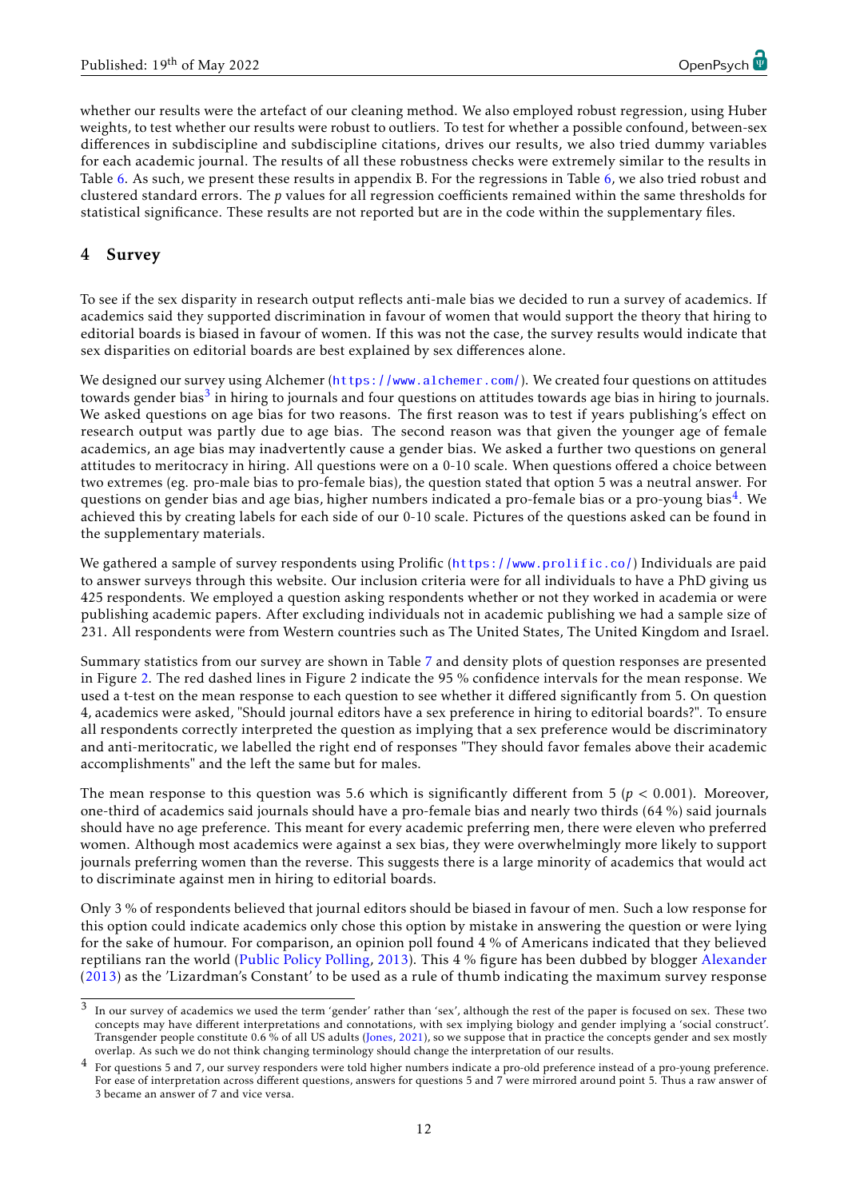whether our results were the artefact of our cleaning method. We also employed robust regression, using Huber weights, to test whether our results were robust to outliers. To test for whether a possible confound, between-sex differences in subdiscipline and subdiscipline citations, drives our results, we also tried dummy variables for each academic journal. The results of all these robustness checks were extremely similar to the results in Table 6. As such, we present these results in appendix B. For the regressions in Table 6, we also tried robust and clustered standard errors. The $p$ values for all regression coefficients remained within the same thresholds for statistical significance. These results are not reported but are in the code within the supplementary files.

## 4 Survey

To see if the sex disparity in research output reflects anti-male bias we decided to run a survey of academics. If academics said they supported discrimination in favour of women that would support the theory that hiring to editorial boards is biased in favour of women. If this was not the case, the survey results would indicate that sex disparities on editorial boards are best explained by sex differences alone.

We designed our survey using Alchemer (https://www.alchemer.com/). We created four questions on attitudes towards gender bias[3] in hiring to journals and four questions on attitudes towards age bias in hiring to journals. We asked questions on age bias for two reasons. The first reason was to test if years publishing's effect on research output was partly due to age bias. The second reason was that given the younger age of female academics, an age bias may inadvertently cause a gender bias. We asked a further two questions on general attitudes to meritocracy in hiring. All questions were on a 0-10 scale. When questions offered a choice between two extremes (eg. pro-male bias to pro-female bias), the question stated that option 5 was a neutral answer. For questions on gender bias and age bias, higher numbers indicated a pro-female bias or a pro-young bias[4]. We achieved this by creating labels for each side of our 0-10 scale. Pictures of the questions asked can be found in the supplementary materials.

We gathered a sample of survey respondents using Prolific (https://www.prolific.co/) Individuals are paid to answer surveys through this website. Our inclusion criteria were for all individuals to have a PhD giving us 425 respondents. We employed a question asking respondents whether or not they worked in academia or were publishing academic papers. After excluding individuals not in academic publishing we had a sample size of 231. All respondents were from Western countries such as The United States, The United Kingdom and Israel.

Summary statistics from our survey are shown in Table 7 and density plots of question responses are presented in Figure 2. The red dashed lines in Figure 2 indicate the 95 % confidence intervals for the mean response. We used a t-test on the mean response to each question to see whether it differed significantly from 5. On question 4, academics were asked, "Should journal editors have a sex preference in hiring to editorial boards?". To ensure all respondents correctly interpreted the question as implying that a sex preference would be discriminatory and anti-meritocratic, we labelled the right end of responses "They should favor females above their academic accomplishments" and the left the same but for males.

The mean response to this question was 5.6 which is significantly different from 5 ($p < 0.001$). Moreover, one-third of academics said journals should have a pro-female bias and nearly two thirds (64 %) said journals should have no age preference. This meant for every academic preferring men, there were eleven who preferred women. Although most academics were against a sex bias, they were overwhelmingly more likely to support journals preferring women than the reverse. This suggests there is a large minority of academics that would act to discriminate against men in hiring to editorial boards.

Only 3 % of respondents believed that journal editors should be biased in favour of men. Such a low response for this option could indicate academics only chose this option by mistake in answering the question or were lying for the sake of humour. For comparison, an opinion poll found 4 % of Americans indicated that they believed reptilians ran the world (Public Policy Polling, 2013). This 4 % figure has been dubbed by blogger Alexander (2013) as the 'Lizardman's Constant' to be used as a rule of thumb indicating the maximum survey response

[3] In our survey of academics we used the term 'gender' rather than 'sex', although the rest of the paper is focused on sex. These two concepts may have different interpretations and connotations, with sex implying biology and gender implying a 'social construct'. Transgender people constitute 0.6 % of all US adults (Jones, 2021), so we suppose that in practice the concepts gender and sex mostly overlap. As such we do not think changing terminology should change the interpretation of our results.

[4] For questions 5 and 7, our survey responders were told higher numbers indicate a pro-old preference instead of a pro-young preference. For ease of interpretation across different questions, answers for questions 5 and 7 were mirrored around point 5. Thus a raw answer of 3 became an answer of 7 and vice versa.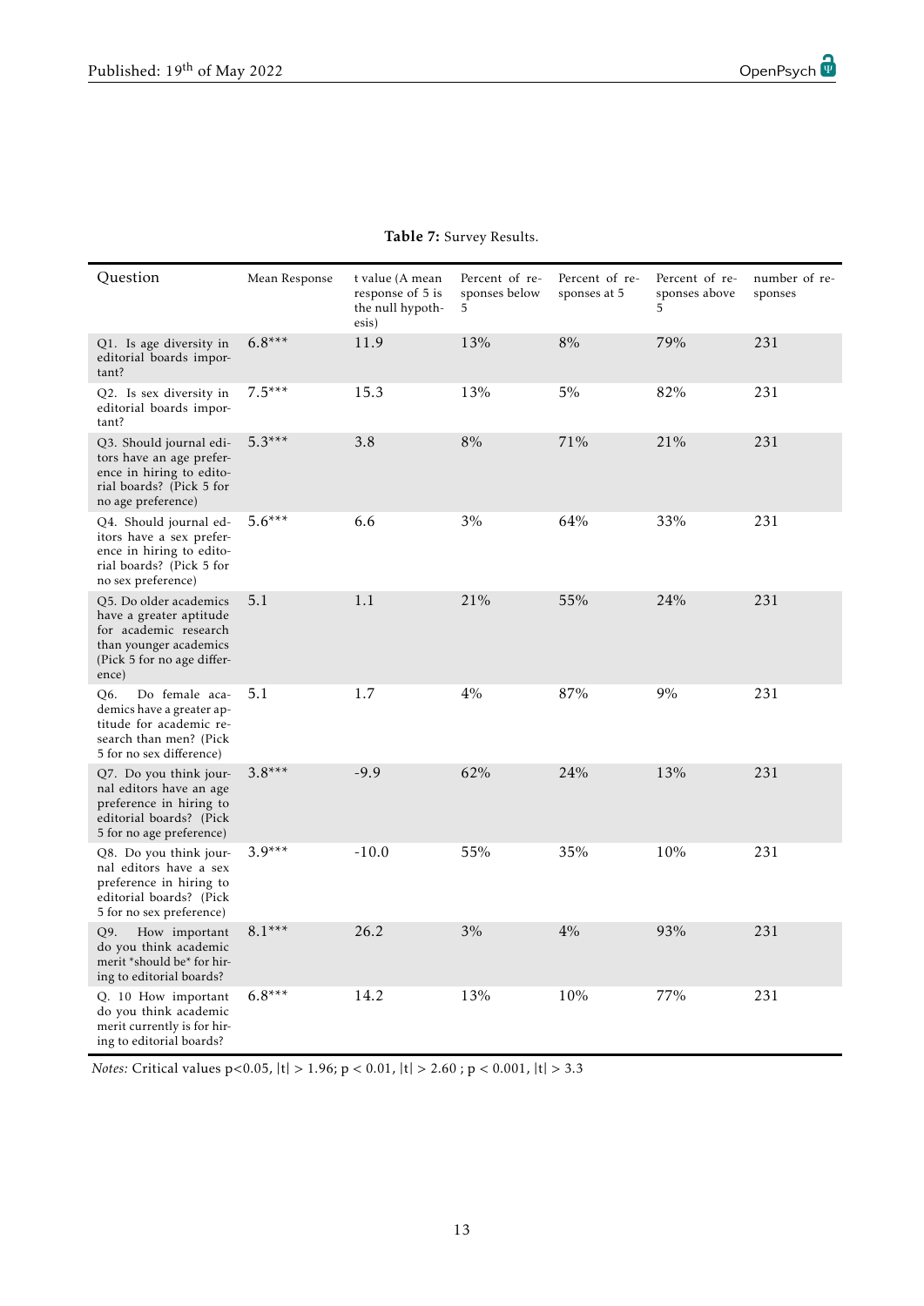**Table 7:** Survey Results.

| Question | Mean Response | t value (A mean response of 5 is the null hypothesis) | Percent of responses below 5 | Percent of responses at 5 | Percent of responses above 5 | number of responses |
|---|---|---|---|---|---|---|
| Q1. Is age diversity in editorial boards important? | 6.8*** | 11.9 | 13% | 8% | 79% | 231 |
| Q2. Is sex diversity in editorial boards important? | 7.5*** | 15.3 | 13% | 5% | 82% | 231 |
| Q3. Should journal editors have an age preference in hiring to editorial boards? (Pick 5 for no age preference) | 5.3*** | 3.8 | 8% | 71% | 21% | 231 |
| Q4. Should journal editors have a sex preference in hiring to editorial boards? (Pick 5 for no sex preference) | 5.6*** | 6.6 | 3% | 64% | 33% | 231 |
| Q5. Do older academics have a greater aptitude for academic research than younger academics (Pick 5 for no age difference) | 5.1 | 1.1 | 21% | 55% | 24% | 231 |
| Q6. Do female academics have a greater aptitude for academic research than men? (Pick 5 for no sex difference) | 5.1 | 1.7 | 4% | 87% | 9% | 231 |
| Q7. Do you think journal editors have an age preference in hiring to editorial boards? (Pick 5 for no age preference) | 3.8*** | -9.9 | 62% | 24% | 13% | 231 |
| Q8. Do you think journal editors have a sex preference in hiring to editorial boards? (Pick 5 for no sex preference) | 3.9*** | -10.0 | 55% | 35% | 10% | 231 |
| Q9. How important do you think academic merit *should be* for hiring to editorial boards? | 8.1*** | 26.2 | 3% | 4% | 93% | 231 |
| Q. 10 How important do you think academic merit currently is for hiring to editorial boards? | 6.8*** | 14.2 | 13% | 10% | 77% | 231 |

*Notes:* Critical values $p<0.05$, $|t| > 1.96$; $p < 0.01$, $|t| > 2.60$ ; $p < 0.001$, $|t| > 3.3$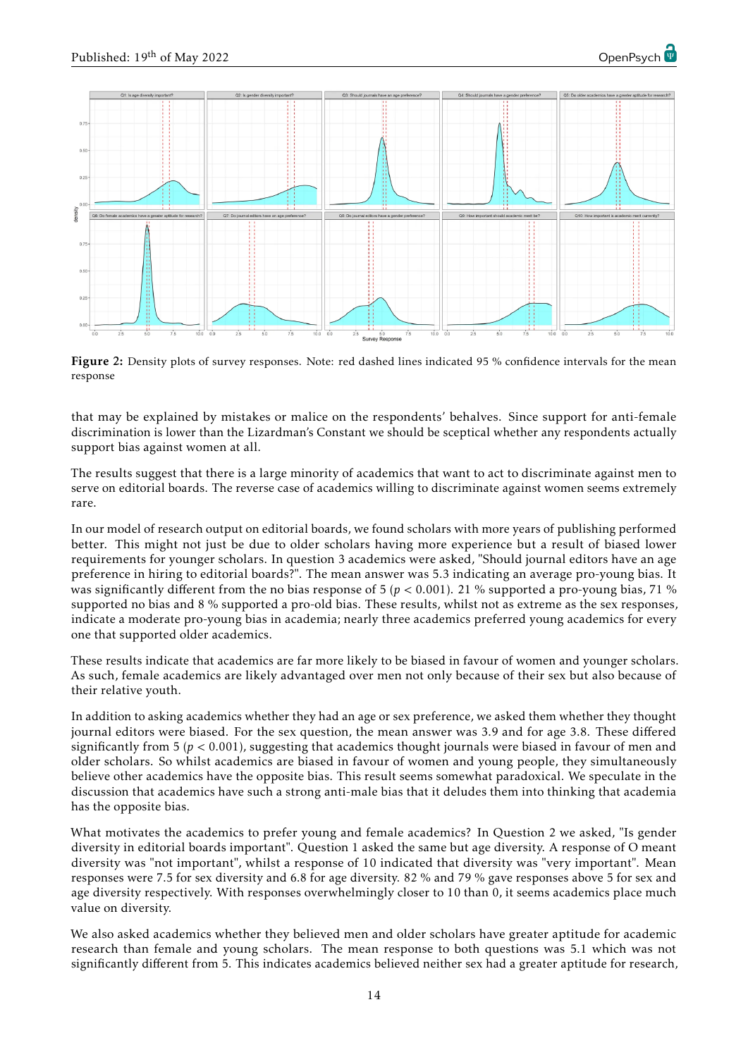Q1: Is age diversity important?

Q2: Is gender diversity important?

Q3: Should journals have an age preference?

Q4: Should journals have a gender preference?

Q5: Do older academics have a greater aptitude for research?

Q6: Do female academics have a greater aptitude for research?

Q7: Do journal editors have an age preference?

Q8: Do journal editors have a gender preference?

Q9: How important should academic merit be?

Q10: How important is academic merit currently?

density

0.00
0.25
0.50
0.75

0.0 2.5 5.0 7.5 10.0

Survey Response

**Figure 2:** Density plots of survey responses. Note: red dashed lines indicated 95 % confidence intervals for the mean response

that may be explained by mistakes or malice on the respondents' behalves. Since support for anti-female discrimination is lower than the Lizardman's Constant we should be sceptical whether any respondents actually support bias against women at all.

The results suggest that there is a large minority of academics that want to act to discriminate against men to serve on editorial boards. The reverse case of academics willing to discriminate against women seems extremely rare.

In our model of research output on editorial boards, we found scholars with more years of publishing performed better. This might not just be due to older scholars having more experience but a result of biased lower requirements for younger scholars. In question 3 academics were asked, "Should journal editors have an age preference in hiring to editorial boards?". The mean answer was 5.3 indicating an average pro-young bias. It was significantly different from the no bias response of 5 ($p < 0.001$). 21 % supported a pro-young bias, 71 % supported no bias and 8 % supported a pro-old bias. These results, whilst not as extreme as the sex responses, indicate a moderate pro-young bias in academia; nearly three academics preferred young academics for every one that supported older academics.

These results indicate that academics are far more likely to be biased in favour of women and younger scholars. As such, female academics are likely advantaged over men not only because of their sex but also because of their relative youth.

In addition to asking academics whether they had an age or sex preference, we asked them whether they thought journal editors were biased. For the sex question, the mean answer was 3.9 and for age 3.8. These differed significantly from 5 ($p < 0.001$), suggesting that academics thought journals were biased in favour of men and older scholars. So whilst academics are biased in favour of women and young people, they simultaneously believe other academics have the opposite bias. This result seems somewhat paradoxical. We speculate in the discussion that academics have such a strong anti-male bias that it deludes them into thinking that academia has the opposite bias.

What motivates the academics to prefer young and female academics? In Question 2 we asked, "Is gender diversity in editorial boards important". Question 1 asked the same but age diversity. A response of O meant diversity was "not important", whilst a response of 10 indicated that diversity was "very important". Mean responses were 7.5 for sex diversity and 6.8 for age diversity. 82 % and 79 % gave responses above 5 for sex and age diversity respectively. With responses overwhelmingly closer to 10 than 0, it seems academics place much value on diversity.

We also asked academics whether they believed men and older scholars have greater aptitude for academic research than female and young scholars. The mean response to both questions was 5.1 which was not significantly different from 5. This indicates academics believed neither sex had a greater aptitude for research,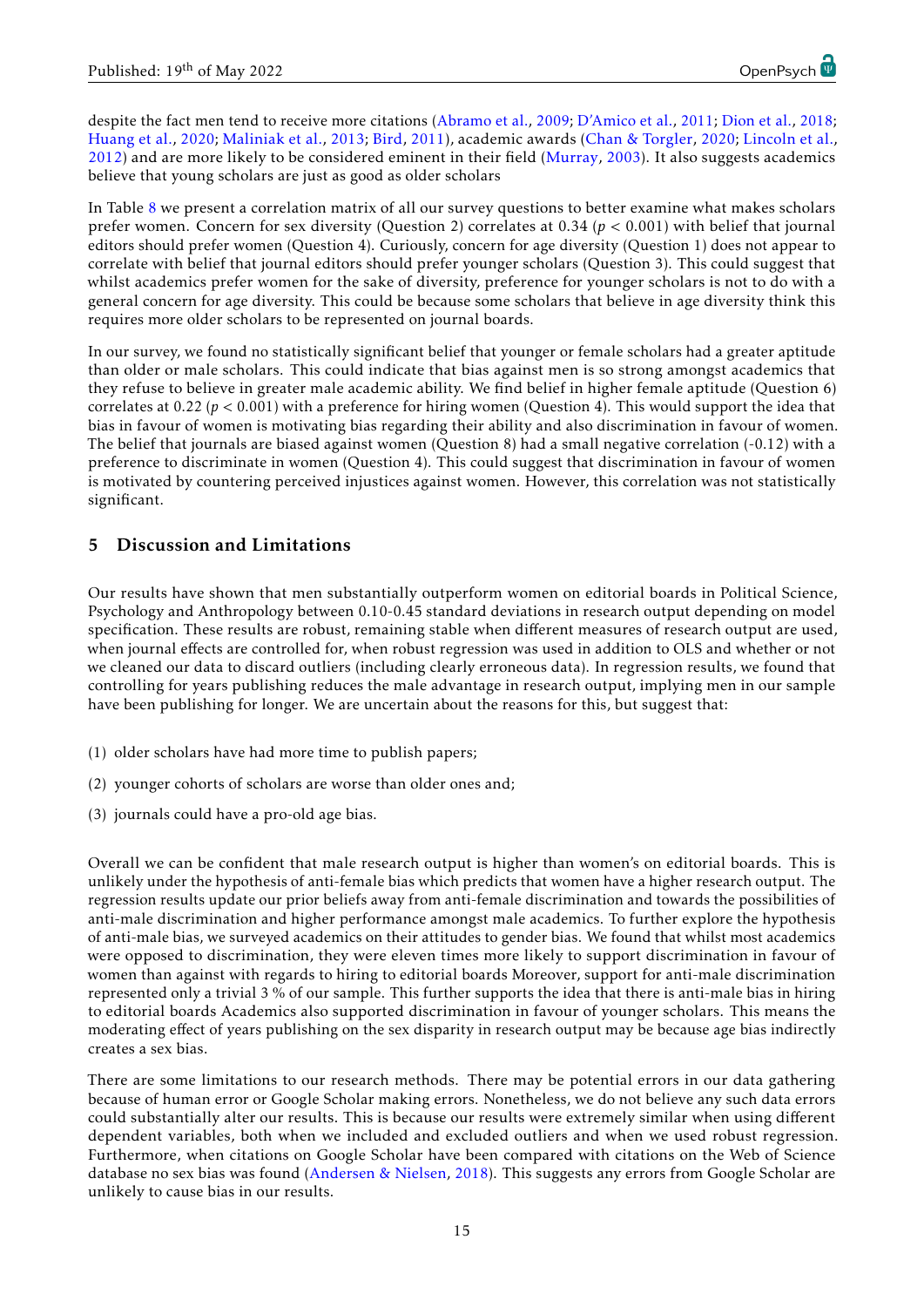despite the fact men tend to receive more citations (Abramo et al., 2009; D'Amico et al., 2011; Dion et al., 2018; Huang et al., 2020; Maliniak et al., 2013; Bird, 2011), academic awards (Chan & Torgler, 2020; Lincoln et al., 2012) and are more likely to be considered eminent in their field (Murray, 2003). It also suggests academics believe that young scholars are just as good as older scholars

In Table 8 we present a correlation matrix of all our survey questions to better examine what makes scholars prefer women. Concern for sex diversity (Question 2) correlates at 0.34 ($p < 0.001$) with belief that journal editors should prefer women (Question 4). Curiously, concern for age diversity (Question 1) does not appear to correlate with belief that journal editors should prefer younger scholars (Question 3). This could suggest that whilst academics prefer women for the sake of diversity, preference for younger scholars is not to do with a general concern for age diversity. This could be because some scholars that believe in age diversity think this requires more older scholars to be represented on journal boards.

In our survey, we found no statistically significant belief that younger or female scholars had a greater aptitude than older or male scholars. This could indicate that bias against men is so strong amongst academics that they refuse to believe in greater male academic ability. We find belief in higher female aptitude (Question 6) correlates at 0.22 ($p < 0.001$) with a preference for hiring women (Question 4). This would support the idea that bias in favour of women is motivating bias regarding their ability and also discrimination in favour of women. The belief that journals are biased against women (Question 8) had a small negative correlation (-0.12) with a preference to discriminate in women (Question 4). This could suggest that discrimination in favour of women is motivated by countering perceived injustices against women. However, this correlation was not statistically significant.

## 5 Discussion and Limitations

Our results have shown that men substantially outperform women on editorial boards in Political Science, Psychology and Anthropology between 0.10-0.45 standard deviations in research output depending on model specification. These results are robust, remaining stable when different measures of research output are used, when journal effects are controlled for, when robust regression was used in addition to OLS and whether or not we cleaned our data to discard outliers (including clearly erroneous data). In regression results, we found that controlling for years publishing reduces the male advantage in research output, implying men in our sample have been publishing for longer. We are uncertain about the reasons for this, but suggest that:

(1) older scholars have had more time to publish papers;

(2) younger cohorts of scholars are worse than older ones and;

(3) journals could have a pro-old age bias.

Overall we can be confident that male research output is higher than women's on editorial boards. This is unlikely under the hypothesis of anti-female bias which predicts that women have a higher research output. The regression results update our prior beliefs away from anti-female discrimination and towards the possibilities of anti-male discrimination and higher performance amongst male academics. To further explore the hypothesis of anti-male bias, we surveyed academics on their attitudes to gender bias. We found that whilst most academics were opposed to discrimination, they were eleven times more likely to support discrimination in favour of women than against with regards to hiring to editorial boards Moreover, support for anti-male discrimination represented only a trivial 3 % of our sample. This further supports the idea that there is anti-male bias in hiring to editorial boards Academics also supported discrimination in favour of younger scholars. This means the moderating effect of years publishing on the sex disparity in research output may be because age bias indirectly creates a sex bias.

There are some limitations to our research methods. There may be potential errors in our data gathering because of human error or Google Scholar making errors. Nonetheless, we do not believe any such data errors could substantially alter our results. This is because our results were extremely similar when using different dependent variables, both when we included and excluded outliers and when we used robust regression. Furthermore, when citations on Google Scholar have been compared with citations on the Web of Science database no sex bias was found (Andersen & Nielsen, 2018). This suggests any errors from Google Scholar are unlikely to cause bias in our results.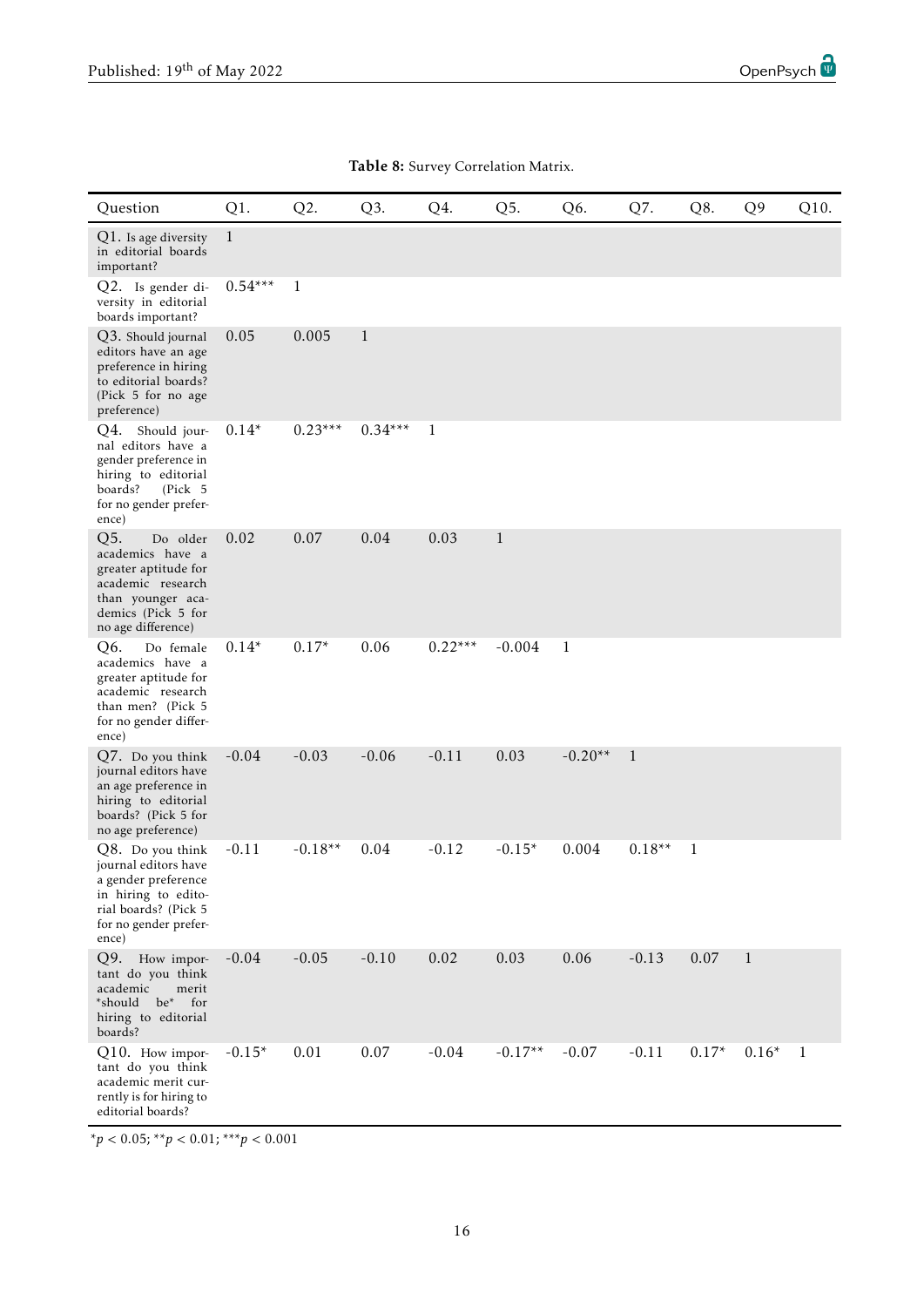**Table 8:** Survey Correlation Matrix.

| Question | Q1. | Q2. | Q3. | Q4. | Q5. | Q6. | Q7. | Q8. | Q9 | Q10. |
|---|---|---|---|---|---|---|---|---|---|---|
| Q1. Is age diversity in editorial boards important? | 1 | | | | | | | | | |
| Q2. Is gender diversity in editorial boards important? | 0.54*** | 1 | | | | | | | | |
| Q3. Should journal editors have an age preference in hiring to editorial boards? (Pick 5 for no age preference) | 0.05 | 0.005 | 1 | | | | | | | |
| Q4. Should journal editors have a gender preference in hiring to editorial boards? (Pick 5 for no gender preference) | 0.14* | 0.23*** | 0.34*** | 1 | | | | | | |
| Q5. Do older academics have a greater aptitude for academic research than younger academics (Pick 5 for no age difference) | 0.02 | 0.07 | 0.04 | 0.03 | 1 | | | | | |
| Q6. Do female academics have a greater aptitude for academic research than men? (Pick 5 for no gender difference) | 0.14* | 0.17* | 0.06 | 0.22*** | -0.004 | 1 | | | | |
| Q7. Do you think journal editors have an age preference in hiring to editorial boards? (Pick 5 for no age preference) | -0.04 | -0.03 | -0.06 | -0.11 | 0.03 | -0.20** | 1 | | | |
| Q8. Do you think journal editors have a gender preference in hiring to editorial boards? (Pick 5 for no gender preference) | -0.11 | -0.18** | 0.04 | -0.12 | -0.15* | 0.004 | 0.18** | 1 | | |
| Q9. How important do you think academic merit *should be* for hiring to editorial boards? | -0.04 | -0.05 | -0.10 | 0.02 | 0.03 | 0.06 | -0.13 | 0.07 | 1 | |
| Q10. How important do you think academic merit currently is for hiring to editorial boards? | -0.15* | 0.01 | 0.07 | -0.04 | -0.17** | -0.07 | -0.11 | 0.17* | 0.16* | 1 |

*$p < 0.05$; **$p < 0.01$; ***$p < 0.001$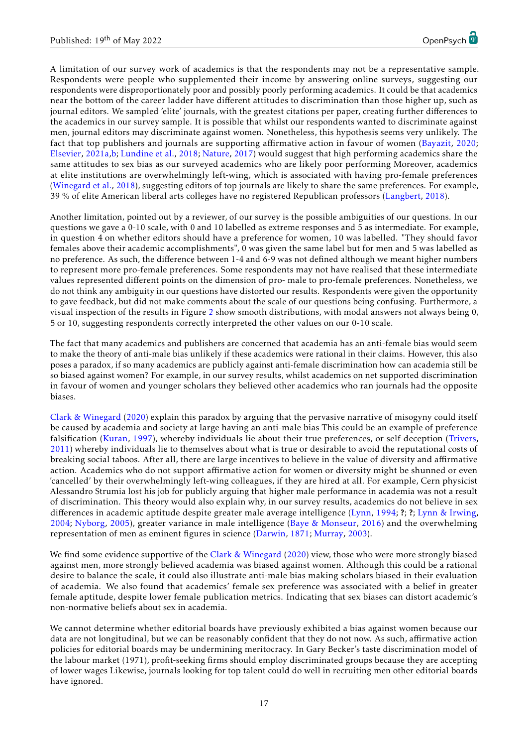A limitation of our survey work of academics is that the respondents may not be a representative sample. Respondents were people who supplemented their income by answering online surveys, suggesting our respondents were disproportionately poor and possibly poorly performing academics. It could be that academics near the bottom of the career ladder have different attitudes to discrimination than those higher up, such as journal editors. We sampled 'elite' journals, with the greatest citations per paper, creating further differences to the academics in our survey sample. It is possible that whilst our respondents wanted to discriminate against men, journal editors may discriminate against women. Nonetheless, this hypothesis seems very unlikely. The fact that top publishers and journals are supporting affirmative action in favour of women (Bayazit, 2020; Elsevier, 2021a,b; Lundine et al., 2018; Nature, 2017) would suggest that high performing academics share the same attitudes to sex bias as our surveyed academics who are likely poor performing Moreover, academics at elite institutions are overwhelmingly left-wing, which is associated with having pro-female preferences (Winegard et al., 2018), suggesting editors of top journals are likely to share the same preferences. For example, 39 % of elite American liberal arts colleges have no registered Republican professors (Langbert, 2018).

Another limitation, pointed out by a reviewer, of our survey is the possible ambiguities of our questions. In our questions we gave a 0-10 scale, with 0 and 10 labelled as extreme responses and 5 as intermediate. For example, in question 4 on whether editors should have a preference for women, 10 was labelled. "They should favor females above their academic accomplishments", 0 was given the same label but for men and 5 was labelled as no preference. As such, the difference between 1-4 and 6-9 was not defined although we meant higher numbers to represent more pro-female preferences. Some respondents may not have realised that these intermediate values represented different points on the dimension of pro- male to pro-female preferences. Nonetheless, we do not think any ambiguity in our questions have distorted our results. Respondents were given the opportunity to gave feedback, but did not make comments about the scale of our questions being confusing. Furthermore, a visual inspection of the results in Figure 2 show smooth distributions, with modal answers not always being 0, 5 or 10, suggesting respondents correctly interpreted the other values on our 0-10 scale.

The fact that many academics and publishers are concerned that academia has an anti-female bias would seem to make the theory of anti-male bias unlikely if these academics were rational in their claims. However, this also poses a paradox, if so many academics are publicly against anti-female discrimination how can academia still be so biased against women? For example, in our survey results, whilst academics on net supported discrimination in favour of women and younger scholars they believed other academics who ran journals had the opposite biases.

Clark & Winegard (2020) explain this paradox by arguing that the pervasive narrative of misogyny could itself be caused by academia and society at large having an anti-male bias This could be an example of preference falsification (Kuran, 1997), whereby individuals lie about their true preferences, or self-deception (Trivers, 2011) whereby individuals lie to themselves about what is true or desirable to avoid the reputational costs of breaking social taboos. After all, there are large incentives to believe in the value of diversity and affirmative action. Academics who do not support affirmative action for women or diversity might be shunned or even 'cancelled' by their overwhelmingly left-wing colleagues, if they are hired at all. For example, Cern physicist Alessandro Strumia lost his job for publicly arguing that higher male performance in academia was not a result of discrimination. This theory would also explain why, in our survey results, academics do not believe in sex differences in academic aptitude despite greater male average intelligence (Lynn, 1994; ?; ?; Lynn & Irwing, 2004; Nyborg, 2005), greater variance in male intelligence (Baye & Monseur, 2016) and the overwhelming representation of men as eminent figures in science (Darwin, 1871; Murray, 2003).

We find some evidence supportive of the Clark & Winegard (2020) view, those who were more strongly biased against men, more strongly believed academia was biased against women. Although this could be a rational desire to balance the scale, it could also illustrate anti-male bias making scholars biased in their evaluation of academia. We also found that academics' female sex preference was associated with a belief in greater female aptitude, despite lower female publication metrics. Indicating that sex biases can distort academic's non-normative beliefs about sex in academia.

We cannot determine whether editorial boards have previously exhibited a bias against women because our data are not longitudinal, but we can be reasonably confident that they do not now. As such, affirmative action policies for editorial boards may be undermining meritocracy. In Gary Becker's taste discrimination model of the labour market (1971), profit-seeking firms should employ discriminated groups because they are accepting of lower wages Likewise, journals looking for top talent could do well in recruiting men other editorial boards have ignored.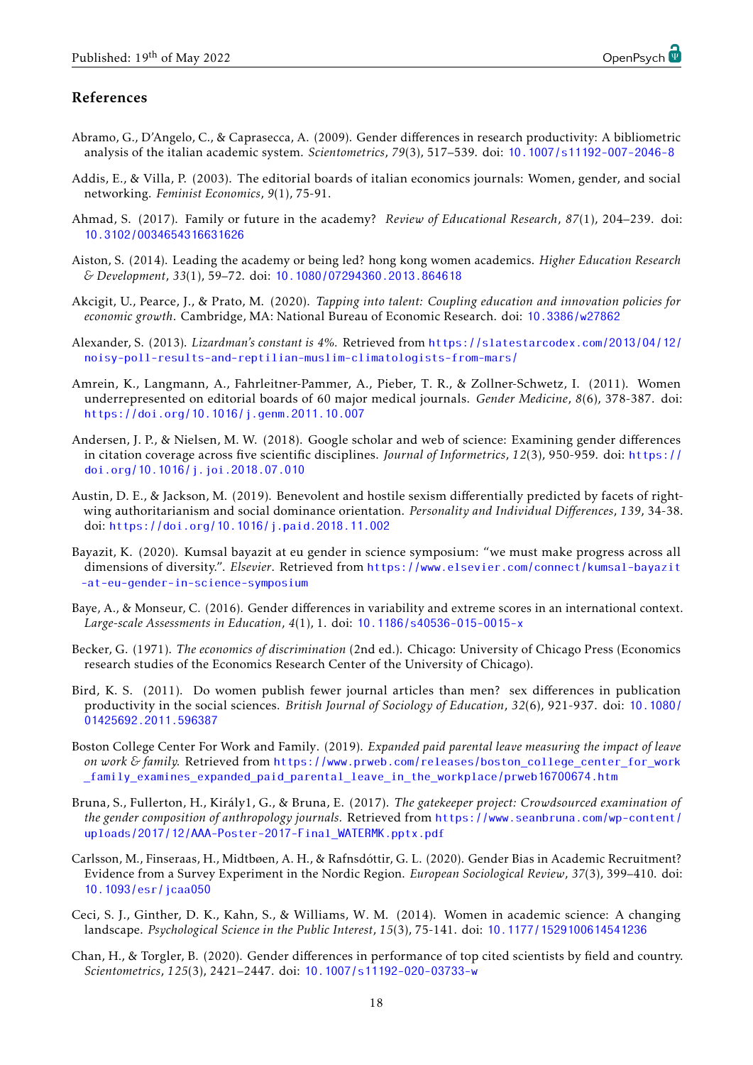## References

Abramo, G., D'Angelo, C., & Caprasecca, A. (2009). Gender differences in research productivity: A bibliometric analysis of the italian academic system. *Scientometrics*, *79*(3), 517–539. doi: 10.1007/s11192-007-2046-8

Addis, E., & Villa, P. (2003). The editorial boards of italian economics journals: Women, gender, and social networking. *Feminist Economics*, *9*(1), 75-91.

Ahmad, S. (2017). Family or future in the academy? *Review of Educational Research*, *87*(1), 204–239. doi: 10.3102/0034654316631626

Aiston, S. (2014). Leading the academy or being led? hong kong women academics. *Higher Education Research & Development*, *33*(1), 59–72. doi: 10.1080/07294360.2013.864618

Akcigit, U., Pearce, J., & Prato, M. (2020). *Tapping into talent: Coupling education and innovation policies for economic growth*. Cambridge, MA: National Bureau of Economic Research. doi: 10.3386/w27862

Alexander, S. (2013). *Lizardman's constant is 4%*. Retrieved from https://slatestarcodex.com/2013/04/12/noisy-poll-results-and-reptilian-muslim-climatologists-from-mars/

Amrein, K., Langmann, A., Fahrleitner-Pammer, A., Pieber, T. R., & Zollner-Schwetz, I. (2011). Women underrepresented on editorial boards of 60 major medical journals. *Gender Medicine*, *8*(6), 378-387. doi: https://doi.org/10.1016/j.genm.2011.10.007

Andersen, J. P., & Nielsen, M. W. (2018). Google scholar and web of science: Examining gender differences in citation coverage across five scientific disciplines. *Journal of Informetrics*, *12*(3), 950-959. doi: https://doi.org/10.1016/j.joi.2018.07.010

Austin, D. E., & Jackson, M. (2019). Benevolent and hostile sexism differentially predicted by facets of right-wing authoritarianism and social dominance orientation. *Personality and Individual Differences*, *139*, 34-38. doi: https://doi.org/10.1016/j.paid.2018.11.002

Bayazit, K. (2020). Kumsal bayazit at eu gender in science symposium: "we must make progress across all dimensions of diversity.". *Elsevier*. Retrieved from https://www.elsevier.com/connect/kumsal-bayazit-at-eu-gender-in-science-symposium

Baye, A., & Monseur, C. (2016). Gender differences in variability and extreme scores in an international context. *Large-scale Assessments in Education*, *4*(1), 1. doi: 10.1186/s40536-015-0015-x

Becker, G. (1971). *The economics of discrimination* (2nd ed.). Chicago: University of Chicago Press (Economics research studies of the Economics Research Center of the University of Chicago).

Bird, K. S. (2011). Do women publish fewer journal articles than men? sex differences in publication productivity in the social sciences. *British Journal of Sociology of Education*, *32*(6), 921-937. doi: 10.1080/01425692.2011.596387

Boston College Center For Work and Family. (2019). *Expanded paid parental leave measuring the impact of leave on work & family.* Retrieved from https://www.prweb.com/releases/boston_college_center_for_work_family_examines_expanded_paid_parental_leave_in_the_workplace/prweb16700674.htm

Bruna, S., Fullerton, H., Király1, G., & Bruna, E. (2017). *The gatekeeper project: Crowdsourced examination of the gender composition of anthropology journals.* Retrieved from https://www.seanbruna.com/wp-content/uploads/2017/12/AAA-Poster-2017-Final_WATERMK.pptx.pdf

Carlsson, M., Finseraas, H., Midtbøen, A. H., & Rafnsdóttir, G. L. (2020). Gender Bias in Academic Recruitment? Evidence from a Survey Experiment in the Nordic Region. *European Sociological Review*, *37*(3), 399–410. doi: 10.1093/esr/jcaa050

Ceci, S. J., Ginther, D. K., Kahn, S., & Williams, W. M. (2014). Women in academic science: A changing landscape. *Psychological Science in the Public Interest*, *15*(3), 75-141. doi: 10.1177/1529100614541236

Chan, H., & Torgler, B. (2020). Gender differences in performance of top cited scientists by field and country. *Scientometrics*, *125*(3), 2421–2447. doi: 10.1007/s11192-020-03733-w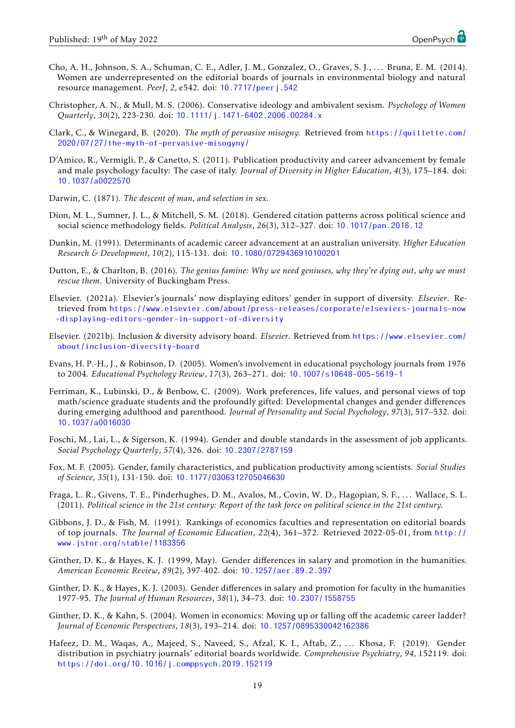Cho, A. H., Johnson, S. A., Schuman, C. E., Adler, J. M., Gonzalez, O., Graves, S. J., ... Bruna, E. M. (2014). Women are underrepresented on the editorial boards of journals in environmental biology and natural resource management. *PeerJ*, *2*, e542. doi: 10.7717/peerj.542

Christopher, A. N., & Mull, M. S. (2006). Conservative ideology and ambivalent sexism. *Psychology of Women Quarterly*, *30*(2), 223-230. doi: 10.1111/j.1471-6402.2006.00284.x

Clark, C., & Winegard, B. (2020). *The myth of pervasive misogny.* Retrieved from https://quillette.com/2020/07/27/the-myth-of-pervasive-misogyny/

D'Amico, R., Vermigli, P., & Canetto, S. (2011). Publication productivity and career advancement by female and male psychology faculty: The case of italy. *Journal of Diversity in Higher Education*, *4*(3), 175–184. doi: 10.1037/a0022570

Darwin, C. (1871). *The descent of man, and selection in sex.*

Dion, M. L., Sumner, J. L., & Mitchell, S. M. (2018). Gendered citation patterns across political science and social science methodology fields. *Political Analysis*, *26*(3), 312–327. doi: 10.1017/pan.2018.12

Dunkin, M. (1991). Determinants of academic career advancement at an australian university. *Higher Education Research & Development*, *10*(2), 115-131. doi: 10.1080/0729436910100201

Dutton, E., & Charlton, B. (2016). *The genius famine: Why we need geniuses, why they're dying out, why we must rescue them.* University of Buckingham Press.

Elsevier. (2021a). Elsevier's journals' now displaying editors' gender in support of diversity. *Elsevier*. Retrieved from https://www.elsevier.com/about/press-releases/corporate/elseviers-journals-now-displaying-editors-gender-in-support-of-diversity

Elsevier. (2021b). Inclusion & diversity advisory board. *Elsevier*. Retrieved from https://www.elsevier.com/about/inclusion-diversity-board

Evans, H. P.-H., J., & Robinson, D. (2005). Women's involvement in educational psychology journals from 1976 to 2004. *Educational Psychology Review*, *17*(3), 263–271. doi: 10.1007/s10648-005-5619-1

Ferriman, K., Lubinski, D., & Benbow, C. (2009). Work preferences, life values, and personal views of top math/science graduate students and the profoundly gifted: Developmental changes and gender differences during emerging adulthood and parenthood. *Journal of Personality and Social Psychology*, *97*(3), 517–532. doi: 10.1037/a0016030

Foschi, M., Lai, L., & Sigerson, K. (1994). Gender and double standards in the assessment of job applicants. *Social Psychology Quarterly*, *57*(4), 326. doi: 10.2307/2787159

Fox, M. F. (2005). Gender, family characteristics, and publication productivity among scientists. *Social Studies of Science*, *35*(1), 131-150. doi: 10.1177/0306312705046630

Fraga, L. R., Givens, T. E., Pinderhughes, D. M., Avalos, M., Covin, W. D., Hagopian, S. F., ... Wallace, S. L. (2011). *Political science in the 21st century: Report of the task force on political science in the 21st century.*

Gibbons, J. D., & Fish, M. (1991). Rankings of economics faculties and representation on editorial boards of top journals. *The Journal of Economic Education*, *22*(4), 361–372. Retrieved 2022-05-01, from http://www.jstor.org/stable/1183356

Ginther, D. K., & Hayes, K. J. (1999, May). Gender differences in salary and promotion in the humanities. *American Economic Review*, *89*(2), 397-402. doi: 10.1257/aer.89.2.397

Ginther, D. K., & Hayes, K. J. (2003). Gender differences in salary and promotion for faculty in the humanities 1977-95. *The Journal of Human Resources*, *38*(1), 34–73. doi: 10.2307/1558755

Ginther, D. K., & Kahn, S. (2004). Women in economics: Moving up or falling off the academic career ladder? *Journal of Economic Perspectives*, *18*(3), 193–214. doi: 10.1257/0895330042162386

Hafeez, D. M., Waqas, A., Majeed, S., Naveed, S., Afzal, K. I., Aftab, Z., ... Khosa, F. (2019). Gender distribution in psychiatry journals' editorial boards worldwide. *Comprehensive Psychiatry*, *94*, 152119. doi: https://doi.org/10.1016/j.comppsych.2019.152119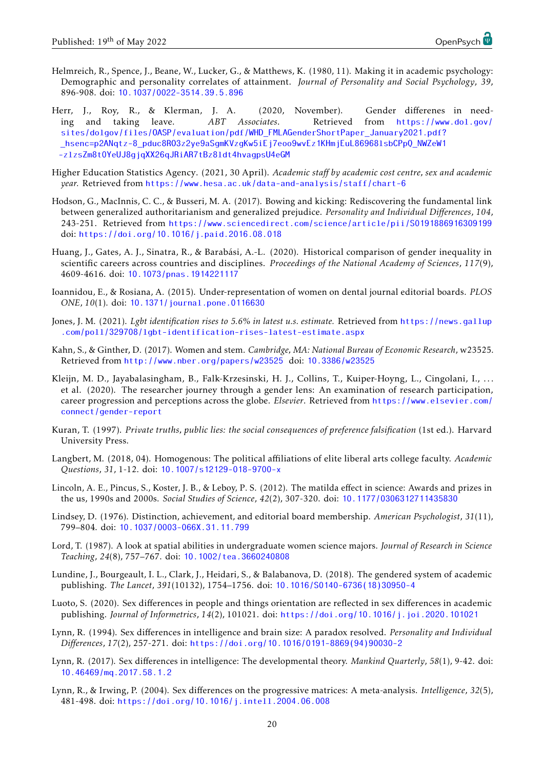Helmreich, R., Spence, J., Beane, W., Lucker, G., & Matthews, K. (1980, 11). Making it in academic psychology: Demographic and personality correlates of attainment. *Journal of Personality and Social Psychology*, *39*, 896-908. doi: 10.1037/0022-3514.39.5.896

Herr, J., Roy, R., & Klerman, J. A. (2020, November). Gender differenes in needing and taking leave. *ABT Associates*. Retrieved from https://www.dol.gov/sites/dolgov/files/OASP/evaluation/pdf/WHD_FMLAGenderShortPaper_January2021.pdf?_hsenc=p2ANqtz-8_pduc8RO3z2ye9aSgmKVzgKw5iEj7eoo9wvEz1KHmjEuL869681sbCPpQ_NWZeW1-z1zsZm8tOYeUJ8gjqXX26qJRiAR7tBz8ldt4hvagpsU4eGM

Higher Education Statistics Agency. (2021, 30 April). *Academic staff by academic cost centre, sex and academic year.* Retrieved from https://www.hesa.ac.uk/data-and-analysis/staff/chart-6

Hodson, G., MacInnis, C. C., & Busseri, M. A. (2017). Bowing and kicking: Rediscovering the fundamental link between generalized authoritarianism and generalized prejudice. *Personality and Individual Differences*, *104*, 243-251. Retrieved from https://www.sciencedirect.com/science/article/pii/S0191886916309199 doi: https://doi.org/10.1016/j.paid.2016.08.018

Huang, J., Gates, A. J., Sinatra, R., & Barabási, A.-L. (2020). Historical comparison of gender inequality in scientific careers across countries and disciplines. *Proceedings of the National Academy of Sciences*, *117*(9), 4609-4616. doi: 10.1073/pnas.1914221117

Ioannidou, E., & Rosiana, A. (2015). Under-representation of women on dental journal editorial boards. *PLOS ONE*, *10*(1). doi: 10.1371/journal.pone.0116630

Jones, J. M. (2021). *Lgbt identification rises to 5.6% in latest u.s. estimate.* Retrieved from https://news.gallup.com/poll/329708/lgbt-identification-rises-latest-estimate.aspx

Kahn, S., & Ginther, D. (2017). Women and stem. *Cambridge, MA: National Bureau of Economic Research*, w23525. Retrieved from http://www.nber.org/papers/w23525 doi: 10.3386/w23525

Kleijn, M. D., Jayabalasingham, B., Falk-Krzesinski, H. J., Collins, T., Kuiper-Hoyng, L., Cingolani, I., ... et al. (2020). The researcher journey through a gender lens: An examination of research participation, career progression and perceptions across the globe. *Elsevier*. Retrieved from https://www.elsevier.com/connect/gender-report

Kuran, T. (1997). *Private truths, public lies: the social consequences of preference falsification* (1st ed.). Harvard University Press.

Langbert, M. (2018, 04). Homogenous: The political affiliations of elite liberal arts college faculty. *Academic Questions*, *31*, 1-12. doi: 10.1007/s12129-018-9700-x

Lincoln, A. E., Pincus, S., Koster, J. B., & Leboy, P. S. (2012). The matilda effect in science: Awards and prizes in the us, 1990s and 2000s. *Social Studies of Science*, *42*(2), 307-320. doi: 10.1177/0306312711435830

Lindsey, D. (1976). Distinction, achievement, and editorial board membership. *American Psychologist*, *31*(11), 799–804. doi: 10.1037/0003-066X.31.11.799

Lord, T. (1987). A look at spatial abilities in undergraduate women science majors. *Journal of Research in Science Teaching*, *24*(8), 757–767. doi: 10.1002/tea.3660240808

Lundine, J., Bourgeault, I. L., Clark, J., Heidari, S., & Balabanova, D. (2018). The gendered system of academic publishing. *The Lancet*, *391*(10132), 1754–1756. doi: 10.1016/S0140-6736(18)30950-4

Luoto, S. (2020). Sex differences in people and things orientation are reflected in sex differences in academic publishing. *Journal of Informetrics*, *14*(2), 101021. doi: https://doi.org/10.1016/j.joi.2020.101021

Lynn, R. (1994). Sex differences in intelligence and brain size: A paradox resolved. *Personality and Individual Differences*, *17*(2), 257-271. doi: https://doi.org/10.1016/0191-8869(94)90030-2

Lynn, R. (2017). Sex differences in intelligence: The developmental theory. *Mankind Quarterly*, *58*(1), 9-42. doi: 10.46469/mq.2017.58.1.2

Lynn, R., & Irwing, P. (2004). Sex differences on the progressive matrices: A meta-analysis. *Intelligence*, *32*(5), 481-498. doi: https://doi.org/10.1016/j.intell.2004.06.008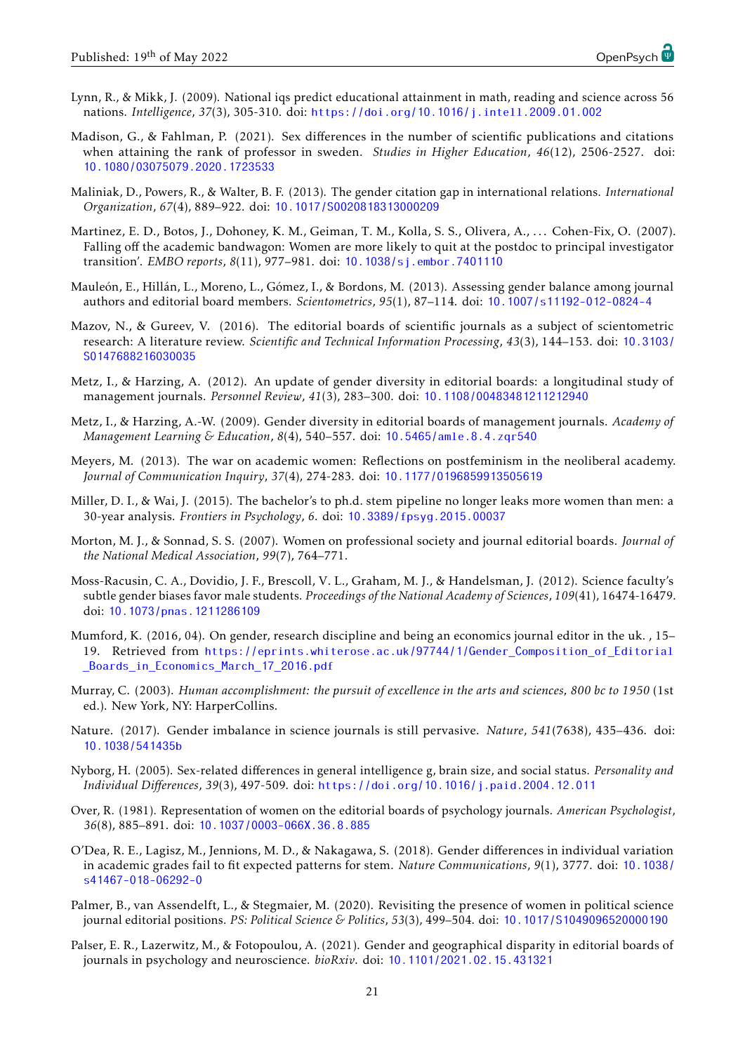Lynn, R., & Mikk, J. (2009). National iqs predict educational attainment in math, reading and science across 56 nations. *Intelligence*, *37*(3), 305-310. doi: https://doi.org/10.1016/j.intell.2009.01.002

Madison, G., & Fahlman, P. (2021). Sex differences in the number of scientific publications and citations when attaining the rank of professor in sweden. *Studies in Higher Education*, *46*(12), 2506-2527. doi: 10.1080/03075079.2020.1723533

Maliniak, D., Powers, R., & Walter, B. F. (2013). The gender citation gap in international relations. *International Organization*, *67*(4), 889–922. doi: 10.1017/S0020818313000209

Martinez, E. D., Botos, J., Dohoney, K. M., Geiman, T. M., Kolla, S. S., Olivera, A., ... Cohen-Fix, O. (2007). Falling off the academic bandwagon: Women are more likely to quit at the postdoc to principal investigator transition'. *EMBO reports*, *8*(11), 977–981. doi: 10.1038/sj.embor.7401110

Mauleón, E., Hillán, L., Moreno, L., Gómez, I., & Bordons, M. (2013). Assessing gender balance among journal authors and editorial board members. *Scientometrics*, *95*(1), 87–114. doi: 10.1007/s11192-012-0824-4

Mazov, N., & Gureev, V. (2016). The editorial boards of scientific journals as a subject of scientometric research: A literature review. *Scientific and Technical Information Processing*, *43*(3), 144–153. doi: 10.3103/S0147688216030035

Metz, I., & Harzing, A. (2012). An update of gender diversity in editorial boards: a longitudinal study of management journals. *Personnel Review*, *41*(3), 283–300. doi: 10.1108/00483481211212940

Metz, I., & Harzing, A.-W. (2009). Gender diversity in editorial boards of management journals. *Academy of Management Learning & Education*, *8*(4), 540–557. doi: 10.5465/amle.8.4.zqr540

Meyers, M. (2013). The war on academic women: Reflections on postfeminism in the neoliberal academy. *Journal of Communication Inquiry*, *37*(4), 274-283. doi: 10.1177/0196859913505619

Miller, D. I., & Wai, J. (2015). The bachelor's to ph.d. stem pipeline no longer leaks more women than men: a 30-year analysis. *Frontiers in Psychology*, *6*. doi: 10.3389/fpsyg.2015.00037

Morton, M. J., & Sonnad, S. S. (2007). Women on professional society and journal editorial boards. *Journal of the National Medical Association*, *99*(7), 764–771.

Moss-Racusin, C. A., Dovidio, J. F., Brescoll, V. L., Graham, M. J., & Handelsman, J. (2012). Science faculty's subtle gender biases favor male students. *Proceedings of the National Academy of Sciences*, *109*(41), 16474-16479. doi: 10.1073/pnas.1211286109

Mumford, K. (2016, 04). On gender, research discipline and being an economics journal editor in the uk. , 15–19. Retrieved from https://eprints.whiterose.ac.uk/97744/1/Gender_Composition_of_Editorial_Boards_in_Economics_March_17_2016.pdf

Murray, C. (2003). *Human accomplishment: the pursuit of excellence in the arts and sciences, 800 bc to 1950* (1st ed.). New York, NY: HarperCollins.

Nature. (2017). Gender imbalance in science journals is still pervasive. *Nature*, *541*(7638), 435–436. doi: 10.1038/541435b

Nyborg, H. (2005). Sex-related differences in general intelligence g, brain size, and social status. *Personality and Individual Differences*, *39*(3), 497-509. doi: https://doi.org/10.1016/j.paid.2004.12.011

Over, R. (1981). Representation of women on the editorial boards of psychology journals. *American Psychologist*, *36*(8), 885–891. doi: 10.1037/0003-066X.36.8.885

O'Dea, R. E., Lagisz, M., Jennions, M. D., & Nakagawa, S. (2018). Gender differences in individual variation in academic grades fail to fit expected patterns for stem. *Nature Communications*, *9*(1), 3777. doi: 10.1038/s41467-018-06292-0

Palmer, B., van Assendelft, L., & Stegmaier, M. (2020). Revisiting the presence of women in political science journal editorial positions. *PS: Political Science & Politics*, *53*(3), 499–504. doi: 10.1017/S1049096520000190

Palser, E. R., Lazerwitz, M., & Fotopoulou, A. (2021). Gender and geographical disparity in editorial boards of journals in psychology and neuroscience. *bioRxiv*. doi: 10.1101/2021.02.15.431321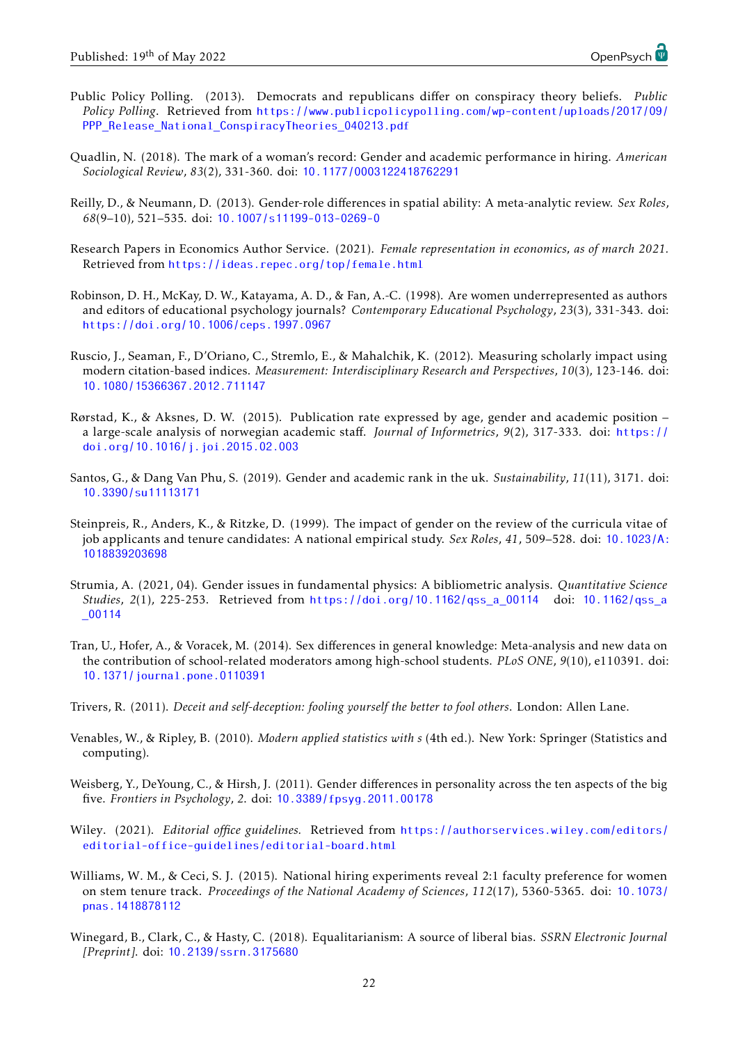Public Policy Polling. (2013). Democrats and republicans differ on conspiracy theory beliefs. *Public Policy Polling*. Retrieved from https://www.publicpolicypolling.com/wp-content/uploads/2017/09/PPP_Release_National_ConspiracyTheories_040213.pdf

Quadlin, N. (2018). The mark of a woman's record: Gender and academic performance in hiring. *American Sociological Review*, *83*(2), 331-360. doi: 10.1177/0003122418762291

Reilly, D., & Neumann, D. (2013). Gender-role differences in spatial ability: A meta-analytic review. *Sex Roles*, *68*(9–10), 521–535. doi: 10.1007/s11199-013-0269-0

Research Papers in Economics Author Service. (2021). *Female representation in economics, as of march 2021*. Retrieved from https://ideas.repec.org/top/female.html

Robinson, D. H., McKay, D. W., Katayama, A. D., & Fan, A.-C. (1998). Are women underrepresented as authors and editors of educational psychology journals? *Contemporary Educational Psychology*, *23*(3), 331-343. doi: https://doi.org/10.1006/ceps.1997.0967

Ruscio, J., Seaman, F., D'Oriano, C., Stremlo, E., & Mahalchik, K. (2012). Measuring scholarly impact using modern citation-based indices. *Measurement: Interdisciplinary Research and Perspectives*, *10*(3), 123-146. doi: 10.1080/15366367.2012.711147

Rørstad, K., & Aksnes, D. W. (2015). Publication rate expressed by age, gender and academic position – a large-scale analysis of norwegian academic staff. *Journal of Informetrics*, *9*(2), 317-333. doi: https://doi.org/10.1016/j.joi.2015.02.003

Santos, G., & Dang Van Phu, S. (2019). Gender and academic rank in the uk. *Sustainability*, *11*(11), 3171. doi: 10.3390/su11113171

Steinpreis, R., Anders, K., & Ritzke, D. (1999). The impact of gender on the review of the curricula vitae of job applicants and tenure candidates: A national empirical study. *Sex Roles*, *41*, 509–528. doi: 10.1023/A:1018839203698

Strumia, A. (2021, 04). Gender issues in fundamental physics: A bibliometric analysis. *Quantitative Science Studies*, *2*(1), 225-253. Retrieved from https://doi.org/10.1162/qss_a_00114 doi: 10.1162/qss_a_00114

Tran, U., Hofer, A., & Voracek, M. (2014). Sex differences in general knowledge: Meta-analysis and new data on the contribution of school-related moderators among high-school students. *PLoS ONE*, *9*(10), e110391. doi: 10.1371/journal.pone.0110391

Trivers, R. (2011). *Deceit and self-deception: fooling yourself the better to fool others*. London: Allen Lane.

Venables, W., & Ripley, B. (2010). *Modern applied statistics with s* (4th ed.). New York: Springer (Statistics and computing).

Weisberg, Y., DeYoung, C., & Hirsh, J. (2011). Gender differences in personality across the ten aspects of the big five. *Frontiers in Psychology*, *2*. doi: 10.3389/fpsyg.2011.00178

Wiley. (2021). *Editorial office guidelines*. Retrieved from https://authorservices.wiley.com/editors/editorial-office-guidelines/editorial-board.html

Williams, W. M., & Ceci, S. J. (2015). National hiring experiments reveal 2:1 faculty preference for women on stem tenure track. *Proceedings of the National Academy of Sciences*, *112*(17), 5360-5365. doi: 10.1073/pnas.1418878112

Winegard, B., Clark, C., & Hasty, C. (2018). Equalitarianism: A source of liberal bias. *SSRN Electronic Journal [Preprint]*. doi: 10.2139/ssrn.3175680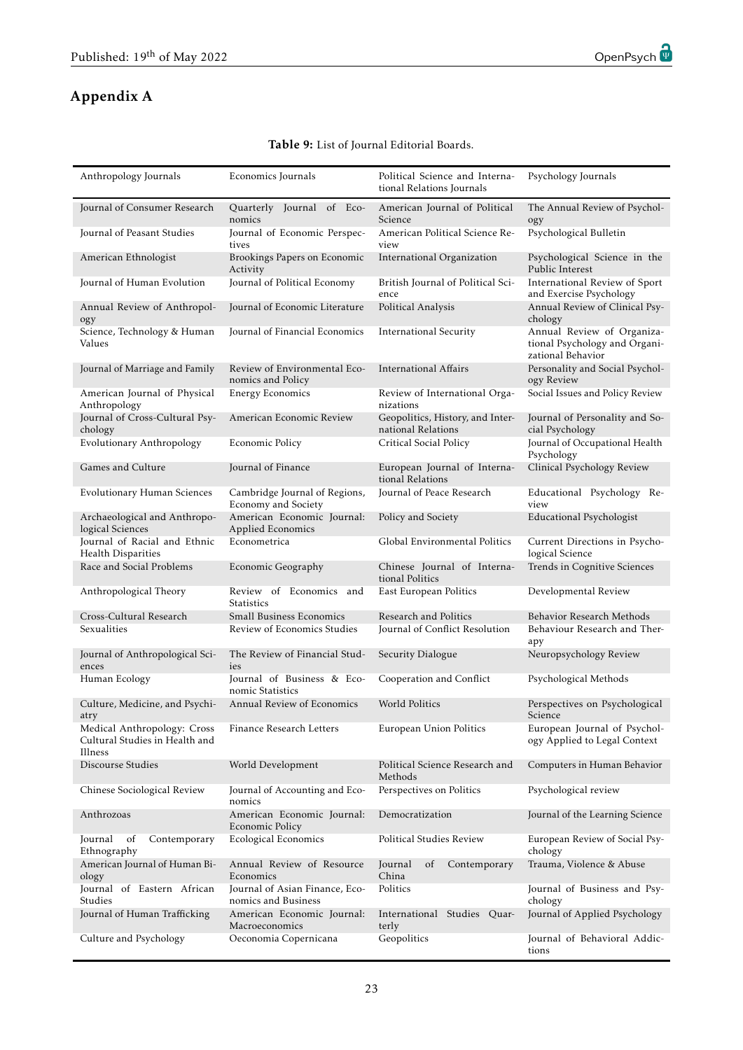# Appendix A

**Table 9:** List of Journal Editorial Boards.

| Anthropology Journals | Economics Journals | Political Science and International Relations Journals | Psychology Journals |
|---|---|---|---|
| Journal of Consumer Research | Quarterly Journal of Economics | American Journal of Political Science | The Annual Review of Psychology |
| Journal of Peasant Studies | Journal of Economic Perspectives | American Political Science Review | Psychological Bulletin |
| American Ethnologist | Brookings Papers on Economic Activity | International Organization | Psychological Science in the Public Interest |
| Journal of Human Evolution | Journal of Political Economy | British Journal of Political Science | International Review of Sport and Exercise Psychology |
| Annual Review of Anthropology | Journal of Economic Literature | Political Analysis | Annual Review of Clinical Psychology |
| Science, Technology & Human Values | Journal of Financial Economics | International Security | Annual Review of Organizational Psychology and Organizational Behavior |
| Journal of Marriage and Family | Review of Environmental Economics and Policy | International Affairs | Personality and Social Psychology Review |
| American Journal of Physical Anthropology | Energy Economics | Review of International Organizations | Social Issues and Policy Review |
| Journal of Cross-Cultural Psychology | American Economic Review | Geopolitics, History, and International Relations | Journal of Personality and Social Psychology |
| Evolutionary Anthropology | Economic Policy | Critical Social Policy | Journal of Occupational Health Psychology |
| Games and Culture | Journal of Finance | European Journal of International Relations | Clinical Psychology Review |
| Evolutionary Human Sciences | Cambridge Journal of Regions, Economy and Society | Journal of Peace Research | Educational Psychology Review |
| Archaeological and Anthropological Sciences | American Economic Journal: Applied Economics | Policy and Society | Educational Psychologist |
| Journal of Racial and Ethnic Health Disparities | Econometrica | Global Environmental Politics | Current Directions in Psychological Science |
| Race and Social Problems | Economic Geography | Chinese Journal of International Politics | Trends in Cognitive Sciences |
| Anthropological Theory | Review of Economics and Statistics | East European Politics | Developmental Review |
| Cross-Cultural Research | Small Business Economics | Research and Politics | Behavior Research Methods |
| Sexualities | Review of Economics Studies | Journal of Conflict Resolution | Behaviour Research and Therapy |
| Journal of Anthropological Sciences | The Review of Financial Studies | Security Dialogue | Neuropsychology Review |
| Human Ecology | Journal of Business & Economic Statistics | Cooperation and Conflict | Psychological Methods |
| Culture, Medicine, and Psychiatry | Annual Review of Economics | World Politics | Perspectives on Psychological Science |
| Medical Anthropology: Cross Cultural Studies in Health and Illness | Finance Research Letters | European Union Politics | European Journal of Psychology Applied to Legal Context |
| Discourse Studies | World Development | Political Science Research and Methods | Computers in Human Behavior |
| Chinese Sociological Review | Journal of Accounting and Economics | Perspectives on Politics | Psychological review |
| Anthrozoas | American Economic Journal: Economic Policy | Democratization | Journal of the Learning Science |
| Journal of Contemporary Ethnography | Ecological Economics | Political Studies Review | European Review of Social Psychology |
| American Journal of Human Biology | Annual Review of Resource Economics | Journal of Contemporary China | Trauma, Violence & Abuse |
| Journal of Eastern African Studies | Journal of Asian Finance, Economics and Business | Politics | Journal of Business and Psychology |
| Journal of Human Trafficking | American Economic Journal: Macroeconomics | International Studies Quarterly | Journal of Applied Psychology |
| Culture and Psychology | Oeconomia Copernicana | Geopolitics | Journal of Behavioral Addictions |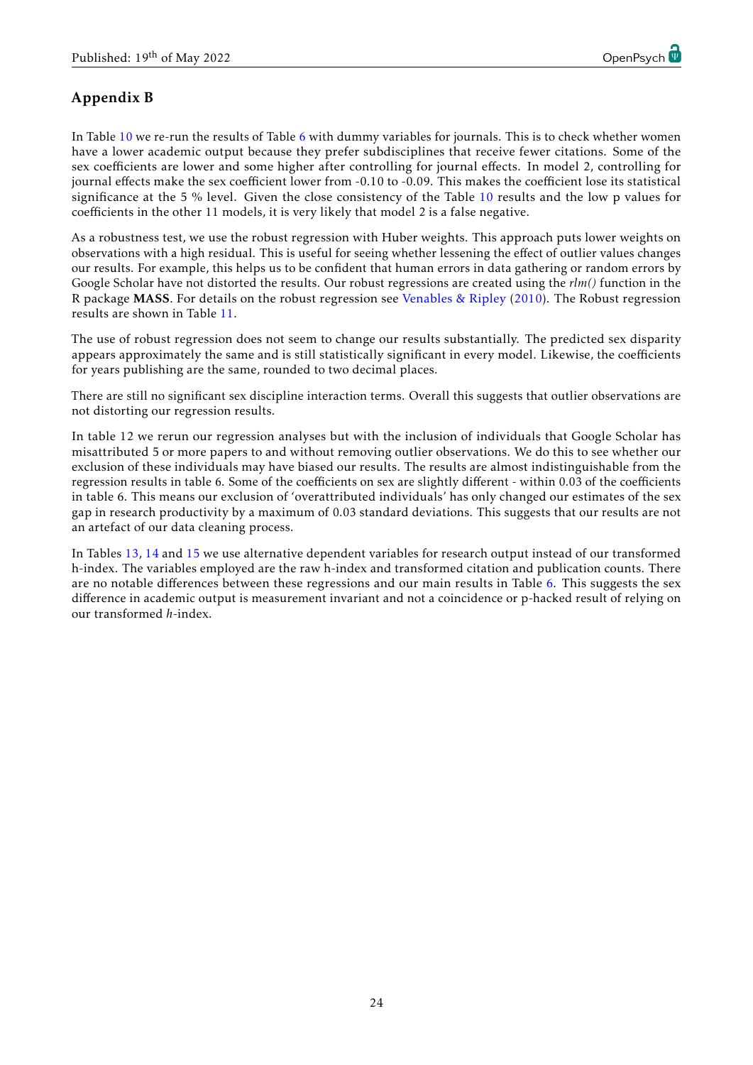## Appendix B

In Table 10 we re-run the results of Table 6 with dummy variables for journals. This is to check whether women have a lower academic output because they prefer subdisciplines that receive fewer citations. Some of the sex coefficients are lower and some higher after controlling for journal effects. In model 2, controlling for journal effects make the sex coefficient lower from -0.10 to -0.09. This makes the coefficient lose its statistical significance at the 5 % level. Given the close consistency of the Table 10 results and the low p values for coefficients in the other 11 models, it is very likely that model 2 is a false negative.

As a robustness test, we use the robust regression with Huber weights. This approach puts lower weights on observations with a high residual. This is useful for seeing whether lessening the effect of outlier values changes our results. For example, this helps us to be confident that human errors in data gathering or random errors by Google Scholar have not distorted the results. Our robust regressions are created using the *rlm()* function in the R package **MASS**. For details on the robust regression see Venables & Ripley (2010). The Robust regression results are shown in Table 11.

The use of robust regression does not seem to change our results substantially. The predicted sex disparity appears approximately the same and is still statistically significant in every model. Likewise, the coefficients for years publishing are the same, rounded to two decimal places.

There are still no significant sex discipline interaction terms. Overall this suggests that outlier observations are not distorting our regression results.

In table 12 we rerun our regression analyses but with the inclusion of individuals that Google Scholar has misattributed 5 or more papers to and without removing outlier observations. We do this to see whether our exclusion of these individuals may have biased our results. The results are almost indistinguishable from the regression results in table 6. Some of the coefficients on sex are slightly different - within 0.03 of the coefficients in table 6. This means our exclusion of 'overattributed individuals' has only changed our estimates of the sex gap in research productivity by a maximum of 0.03 standard deviations. This suggests that our results are not an artefact of our data cleaning process.

In Tables 13, 14 and 15 we use alternative dependent variables for research output instead of our transformed h-index. The variables employed are the raw h-index and transformed citation and publication counts. There are no notable differences between these regressions and our main results in Table 6. This suggests the sex difference in academic output is measurement invariant and not a coincidence or p-hacked result of relying on our transformed *h*-index.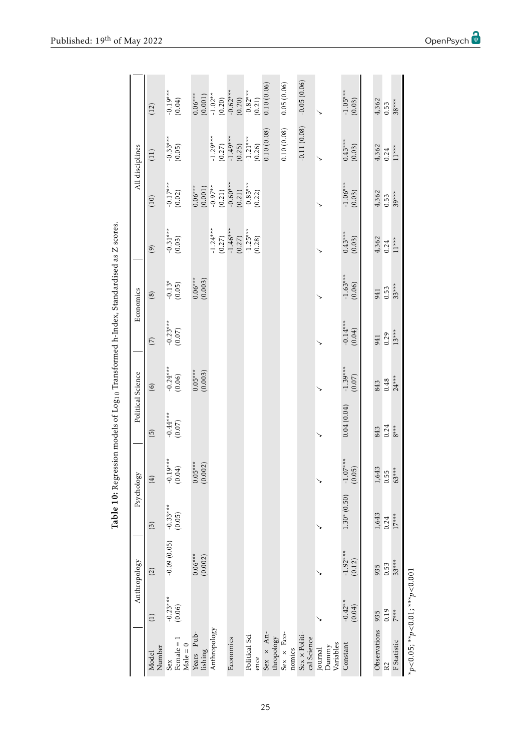**Table 10:** Regression models of $Log_{10}$ Transformed h-Index, Standardised as Z scores.

| | Anthropology | | Psychology | | Political Science | | Economics | | All disciplines | | | |
|---|---|---|---|---|---|---|---|---|---|---|---|---|
| Model Number | (1) | (2) | (3) | (4) | (5) | (6) | (7) | (8) | (9) | (10) | (11) | (12) |
| Sex Female = 1 Male = 0 | -0.23*** (0.06) | -0.09 (0.05) | -0.33*** (0.05) | -0.19*** (0.04) | -0.44*** (0.07) | -0.24*** (0.06) | -0.23*** (0.07) | -0.13* (0.05) | -0.31*** (0.03) | -0.17*** (0.02) | -0.33*** (0.05) | -0.19*** (0.04) |
| Years Publishing | | 0.06*** (0.002) | | 0.05*** (0.002) | | 0.05*** (0.003) | | 0.06*** (0.003) | | 0.06*** (0.001) | | 0.06*** (0.001) |
| Anthropology | | | | | | | | | -1.24*** (0.27) | -0.97** (0.21) | -1.29*** (0.27) | -1.02** (0.20) |
| Economics | | | | | | | | | -1.46*** (0.27) | -0.60*** (0.21) | -1.49*** (0.25) | -0.62*** (0.20) |
| Political Science | | | | | | | | | -1.25*** (0.28) | -0.83*** (0.22) | -1.21*** (0.26) | -0.82*** (0.21) |
| Sex × Anthropology | | | | | | | | | | | 0.10 (0.08) | 0.10 (0.06) |
| Sex × Economics | | | | | | | | | | | 0.10 (0.08) | 0.05 (0.06) |
| Sex × Political Science | | | | | | | | | | | -0.11 (0.08) | -0.05 (0.06) |
| Journal Dummy Variables | ✓ | ✓ | ✓ | ✓ | ✓ | ✓ | ✓ | ✓ | ✓ | ✓ | ✓ | ✓ |
| Constant | -0.42** (0.04) | -1.92*** (0.12) | 1.30* (0.50) | -1.07*** (0.05) | 0.04 (0.04) | -1.39*** (0.07) | -0.14*** (0.04) | -1.63*** (0.06) | 0.43*** (0.03) | -1.06*** (0.03) | 0.43*** (0.03) | -1.05*** (0.03) |
| Observations | 935 | 935 | 1,643 | 1,643 | 843 | 843 | 941 | 941 | 4,362 | 4,362 | 4,362 | 4,362 |
| $R^2$ | 0.19 | 0.53 | 0.24 | 0.55 | 0.24 | 0.48 | 0.29 | 0.53 | 0.24 | 0.53 | 0.24 | 0.53 |
| F Statistic | 7*** | 33*** | 17*** | 63*** | 8*** | 24*** | 13*** | 33*** | 11*** | 39*** | 11*** | 38*** |

*$p$<0.05; **$p$<0.01; ***$p$<0.001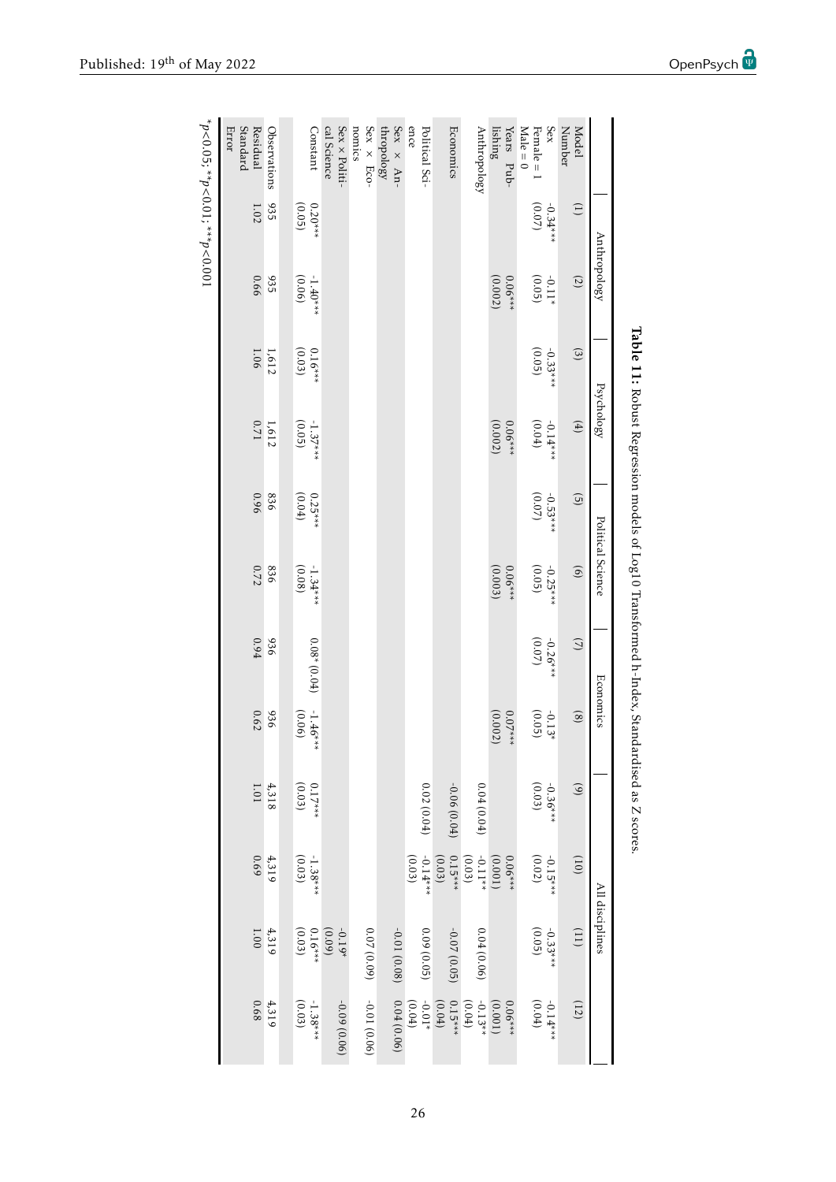**Table 11:** Robust Regression models of Log10 Transformed h-Index, Standardised as Z scores.

| | Anthropology | | Psychology | | Political Science | | Economics | | All disciplines | | | |
|---|---|---|---|---|---|---|---|---|---|---|---|---|
| Model Number | (1) | (2) | (3) | (4) | (5) | (6) | (7) | (8) | (9) | (10) | (11) | (12) |
| Sex Female = 1 Male = 0 | -0.34*** (0.07) | -0.11* (0.05) | -0.33*** (0.05) | -0.14*** (0.04) | -0.53*** (0.07) | -0.25*** (0.05) | -0.26*** (0.07) | -0.13* (0.05) | -0.36*** (0.03) | -0.15*** (0.02) | -0.33*** (0.05) | -0.14*** (0.04) |
| Years Publishing | | 0.06*** (0.002) | | 0.06*** (0.002) | | 0.06*** (0.003) | | 0.07*** (0.002) | | 0.06*** (0.001) | | 0.06*** (0.001) |
| Anthropology | | | | | | | | | 0.04 (0.04) | -0.11** (0.03) | 0.04 (0.06) | -0.13* (0.04) |
| Economics | | | | | | | | | -0.06 (0.04) | 0.15*** (0.03) | -0.07 (0.05) | 0.15*** (0.04) |
| Political Science | | | | | | | | | 0.02 (0.04) | -0.14*** (0.03) | 0.09 (0.05) | -0.01* (0.04) |
| Sex × Anthropology | | | | | | | | | | | -0.01 (0.08) | 0.04 (0.06) |
| Sex × Economics | | | | | | | | | | | 0.07 (0.09) | -0.01 (0.06) |
| Sex × Political Science | | | | | | | | | | | -0.19* (0.09) | -0.09 (0.06) |
| Constant | 0.20*** (0.05) | -1.40*** (0.06) | 0.16*** (0.03) | -1.37*** (0.05) | 0.25*** (0.04) | -1.34*** (0.08) | 0.08* (0.04) | -1.46*** (0.06) | 0.17*** (0.03) | -1.38*** (0.03) | 0.16*** (0.03) | -1.38*** (0.03) |
| Observations | 935 | 935 | 1,612 | 1,612 | 836 | 836 | 936 | 936 | 4,318 | 4,319 | 4,319 | 4,319 |
| Residual Standard Error | 1.02 | 0.66 | 1.06 | 0.71 | 0.96 | 0.72 | 0.94 | 0.62 | 1.01 | 0.69 | 1.00 | 0.68 |

*$p<0.05$; **$p<0.01$; ***$p<0.001$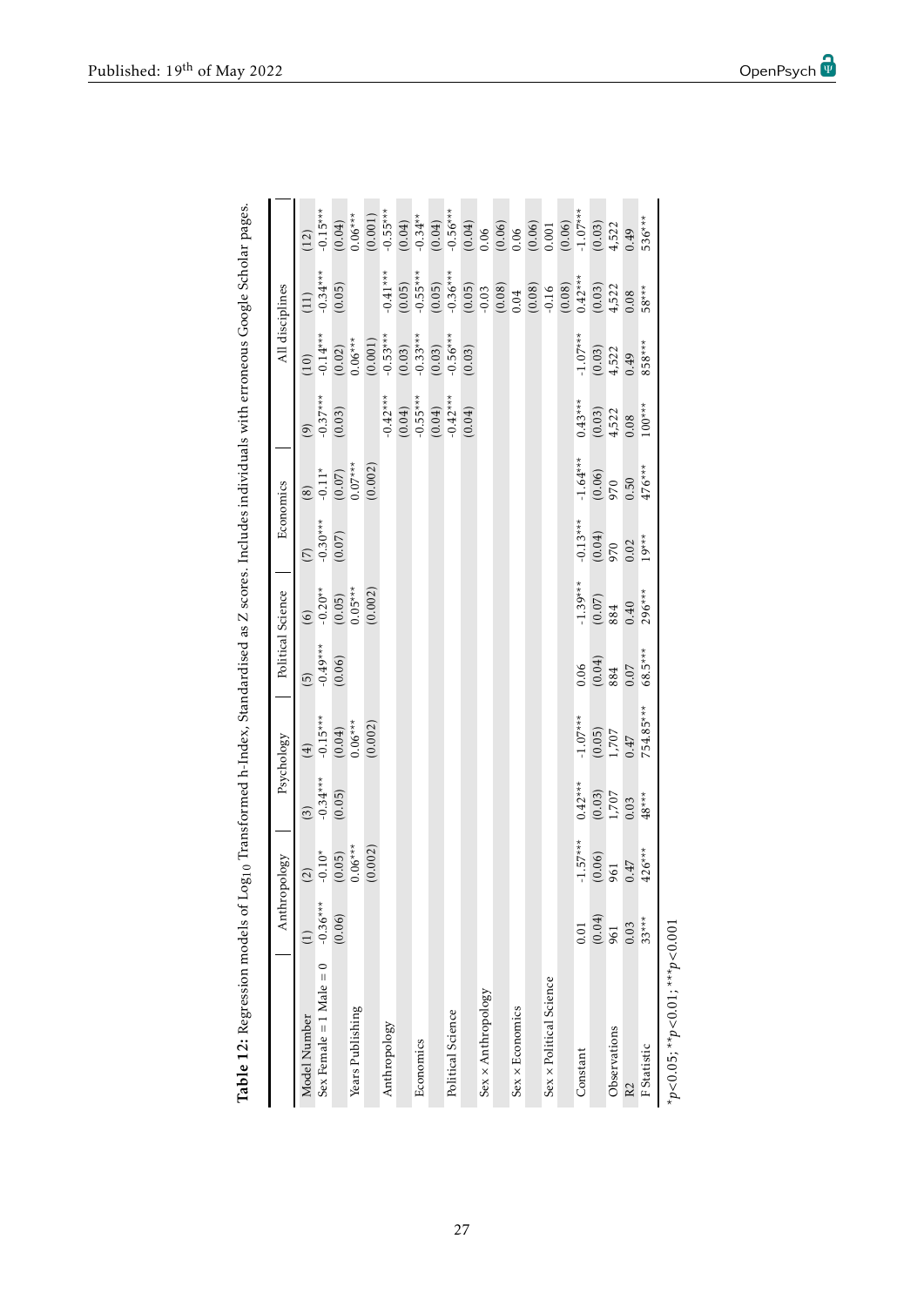**Table 12:** Regression models of $\text{Log}_{10}$ Transformed h-Index, Standardised as Z scores. Includes individuals with erroneous Google Scholar pages.

| | Anthropology | | Psychology | | Political Science | | Economics | | All disciplines | | | |
|---|---|---|---|---|---|---|---|---|---|---|---|---|
| Model Number | (1) | (2) | (3) | (4) | (5) | (6) | (7) | (8) | (9) | (10) | (11) | (12) |
| Sex Female = 1 Male = 0 | -0.36*** | -0.10* | -0.34*** | -0.15*** | -0.49*** | -0.20** | -0.30*** | -0.11* | -0.37*** | -0.14*** | -0.34*** | -0.15*** |
| | (0.06) | (0.05) | (0.05) | (0.04) | (0.06) | (0.05) | (0.07) | (0.07) | (0.03) | (0.02) | (0.05) | (0.04) |
| Years Publishing | | 0.06*** | | 0.06*** | | 0.05*** | | 0.07*** | | 0.06*** | | 0.06*** |
| | | (0.002) | | (0.002) | | (0.002) | | (0.002) | | (0.001) | | (0.001) |
| Anthropology | | | | | | | | | -0.42*** | -0.53*** | -0.41*** | -0.55*** |
| | | | | | | | | | (0.04) | (0.03) | (0.05) | (0.04) |
| Economics | | | | | | | | | -0.55*** | -0.33*** | -0.55*** | -0.34** |
| | | | | | | | | | (0.04) | (0.03) | (0.05) | (0.04) |
| Political Science | | | | | | | | | -0.42*** | -0.56*** | -0.36*** | -0.56*** |
| | | | | | | | | | (0.04) | (0.03) | (0.05) | (0.04) |
| Sex × Anthropology | | | | | | | | | | | -0.03 | 0.06 |
| | | | | | | | | | | | (0.08) | (0.06) |
| Sex × Economics | | | | | | | | | | | 0.04 | 0.06 |
| | | | | | | | | | | | (0.08) | (0.06) |
| Sex × Political Science | | | | | | | | | | | -0.16 | 0.001 |
| | | | | | | | | | | | (0.08) | (0.06) |
| Constant | 0.01 | -1.57*** | 0.42*** | -1.07*** | 0.06 | -1.39*** | -0.13*** | -1.64*** | 0.43*** | -1.07*** | 0.42*** | -1.07*** |
| | (0.04) | (0.06) | (0.03) | (0.05) | (0.04) | (0.07) | (0.04) | (0.06) | (0.03) | (0.03) | (0.03) | (0.03) |
| Observations | 961 | 961 | 1,707 | 1,707 | 884 | 884 | 970 | 970 | 4,522 | 4,522 | 4,522 | 4,522 |
| R2 | 0.03 | 0.47 | 0.03 | 0.47 | 0.07 | 0.40 | 0.02 | 0.50 | 0.08 | 0.49 | 0.08 | 0.49 |
| F Statistic | 33*** | 426*** | 48*** | 754.85*** | 68.5*** | 296*** | 19*** | 476*** | 100*** | 858*** | 58*** | 536*** |

*p<0.05; **p<0.01; ***p<0.001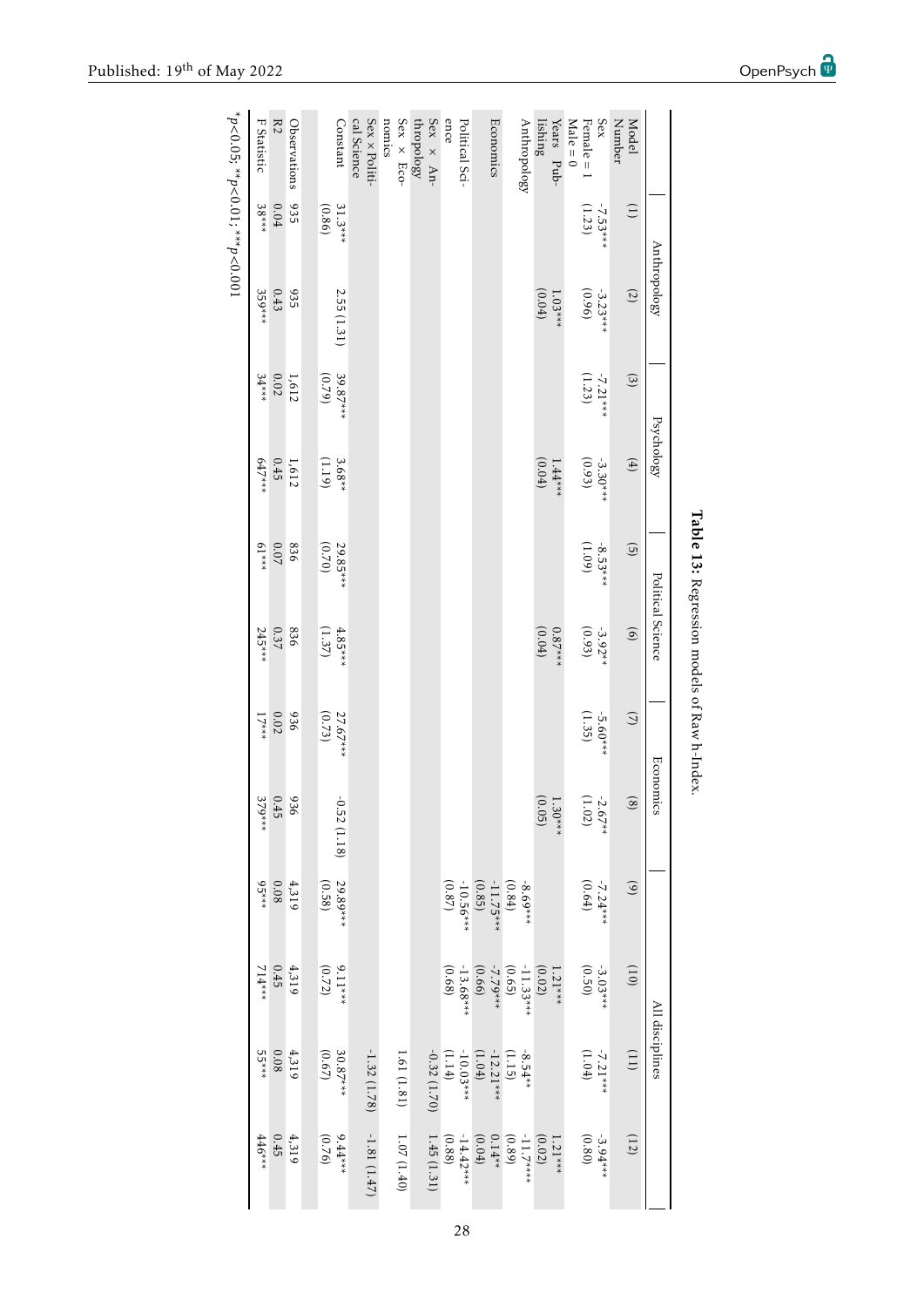**Table 13:** Regression models of Raw h-Index.

| | Anthropology | | Psychology | | Political Science | | Economics | | All disciplines | | | |
|---|---|---|---|---|---|---|---|---|---|---|---|---|
| Model Number | (1) | (2) | (3) | (4) | (5) | (6) | (7) | (8) | (9) | (10) | (11) | (12) |
| Sex Female = 1 Male = 0 | -7.53*** (1.23) | -3.23*** (0.96) | -7.21*** (1.23) | -3.30*** (0.93) | -8.53*** (1.09) | -3.92** (0.93) | -5.60*** (1.35) | -2.67** (1.02) | -7.24*** (0.64) | -3.03*** (0.50) | -7.21*** (1.04) | -3.94*** (0.80) |
| Years Publishing | | 1.03*** (0.04) | | 1.44*** (0.04) | | 0.87*** (0.04) | | 1.30*** (0.05) | | 1.21*** (0.02) | | 1.21*** (0.02) |
| Anthropology | | | | | | | | | -8.69*** (0.84) | -11.33*** (0.65) | -8.54** (1.15) | -11.7*** (0.89) |
| Economics | | | | | | | | | -11.75*** (0.85) | -7.79*** (0.66) | -12.21*** (1.04) | 0.14** (0.04) |
| Political Science | | | | | | | | | -10.56*** (0.87) | -13.68*** (0.68) | -10.03*** (1.14) | -14.42*** (0.88) |
| Sex × Anthropology | | | | | | | | | | | -0.32 (1.70) | 1.45 (1.31) |
| Sex × Economics | | | | | | | | | | | 1.61 (1.81) | 1.07 (1.40) |
| Sex × Political Science | | | | | | | | | | | -1.32 (1.78) | -1.81 (1.47) |
| Constant | 31.3*** (0.86) | 2.55 (1.31) | 39.87*** (0.79) | 3.68** (1.19) | 29.85*** (0.70) | 4.85*** (1.37) | 27.67*** (0.73) | -0.52 (1.18) | 29.89*** (0.58) | 9.11*** (0.72) | 30.87*** (0.67) | 9.44*** (0.76) |
| Observations | 935 | 935 | 1,612 | 1,612 | 836 | 836 | 936 | 936 | 4,319 | 4,319 | 4,319 | 4,319 |
| $R^2$ | 0.04 | 0.43 | 0.02 | 0.45 | 0.07 | 0.37 | 0.02 | 0.45 | 0.08 | 0.45 | 0.08 | 0.45 |
| F Statistic | 38*** | 359*** | 34*** | 647*** | 61*** | 245*** | 17*** | 379*** | 95*** | 714*** | 55*** | 446*** |

$^{*}p<0.05$; $^{**}p<0.01$; $^{***}p<0.001$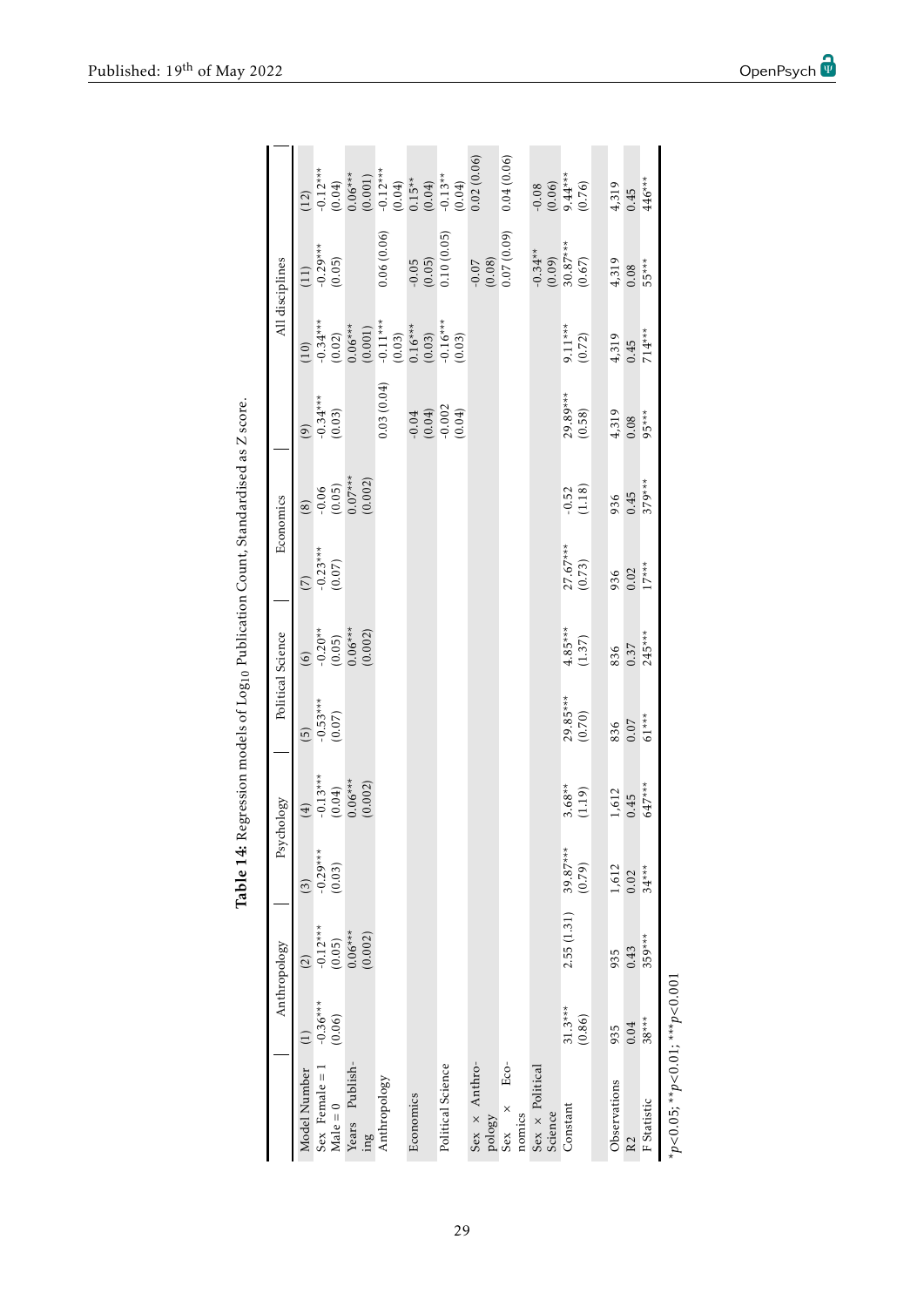**Table 14:** Regression models of $Log_{10}$ Publication Count, Standardised as Z score.

| | Anthropology | | Psychology | | Political Science | | Economics | | All disciplines | | | |
|---|---|---|---|---|---|---|---|---|---|---|---|---|
| Model Number | (1) | (2) | (3) | (4) | (5) | (6) | (7) | (8) | (9) | (10) | (11) | (12) |
| Sex Female = 1 Male = 0 | -0.36*** (0.06) | -0.12*** (0.05) | -0.29*** (0.03) | -0.13*** (0.04) | -0.53*** (0.07) | -0.20** (0.05) | -0.23*** (0.07) | -0.06 (0.05) | -0.34*** (0.03) | -0.34*** (0.02) | -0.29*** (0.05) | -0.12*** (0.04) |
| Years Publishing | | 0.06*** (0.002) | | 0.06*** (0.002) | | 0.06*** (0.002) | | 0.07*** (0.002) | | 0.06*** (0.001) | | 0.06*** (0.001) |
| Anthropology | | | | | | | | | 0.03 (0.04) | -0.11*** (0.03) | 0.06 (0.06) | -0.12*** (0.04) |
| Economics | | | | | | | | | -0.04 (0.04) | 0.16*** (0.03) | -0.05 (0.05) | 0.15** (0.04) |
| Political Science | | | | | | | | | -0.002 (0.04) | -0.16*** (0.03) | 0.10 (0.05) | -0.13** (0.04) |
| Sex × Anthropology | | | | | | | | | | | -0.07 (0.08) | 0.02 (0.06) |
| Sex × Economics | | | | | | | | | | | 0.07 (0.09) | 0.04 (0.06) |
| Sex × Political Science | | | | | | | | | | | -0.34** (0.09) | -0.08 (0.06) |
| Constant | 31.3*** (0.86) | 2.55 (1.31) | 39.87*** (0.79) | 3.68** (1.19) | 29.85*** (0.70) | 4.85*** (1.37) | 27.67*** (0.73) | -0.52 (1.18) | 29.89*** (0.58) | 9.11*** (0.72) | 30.87*** (0.67) | 9.44*** (0.76) |
| Observations | 935 | 935 | 1,612 | 1,612 | 836 | 836 | 936 | 936 | 4,319 | 4,319 | 4,319 | 4,319 |
| R2 | 0.04 | 0.43 | 0.02 | 0.45 | 0.07 | 0.37 | 0.02 | 0.45 | 0.08 | 0.45 | 0.08 | 0.45 |
| F Statistic | 38*** | 359*** | 34*** | 647*** | 61*** | 245*** | 17*** | 379*** | 95*** | 714*** | 55*** | 446*** |

*p<0.05; **p<0.01; ***p<0.001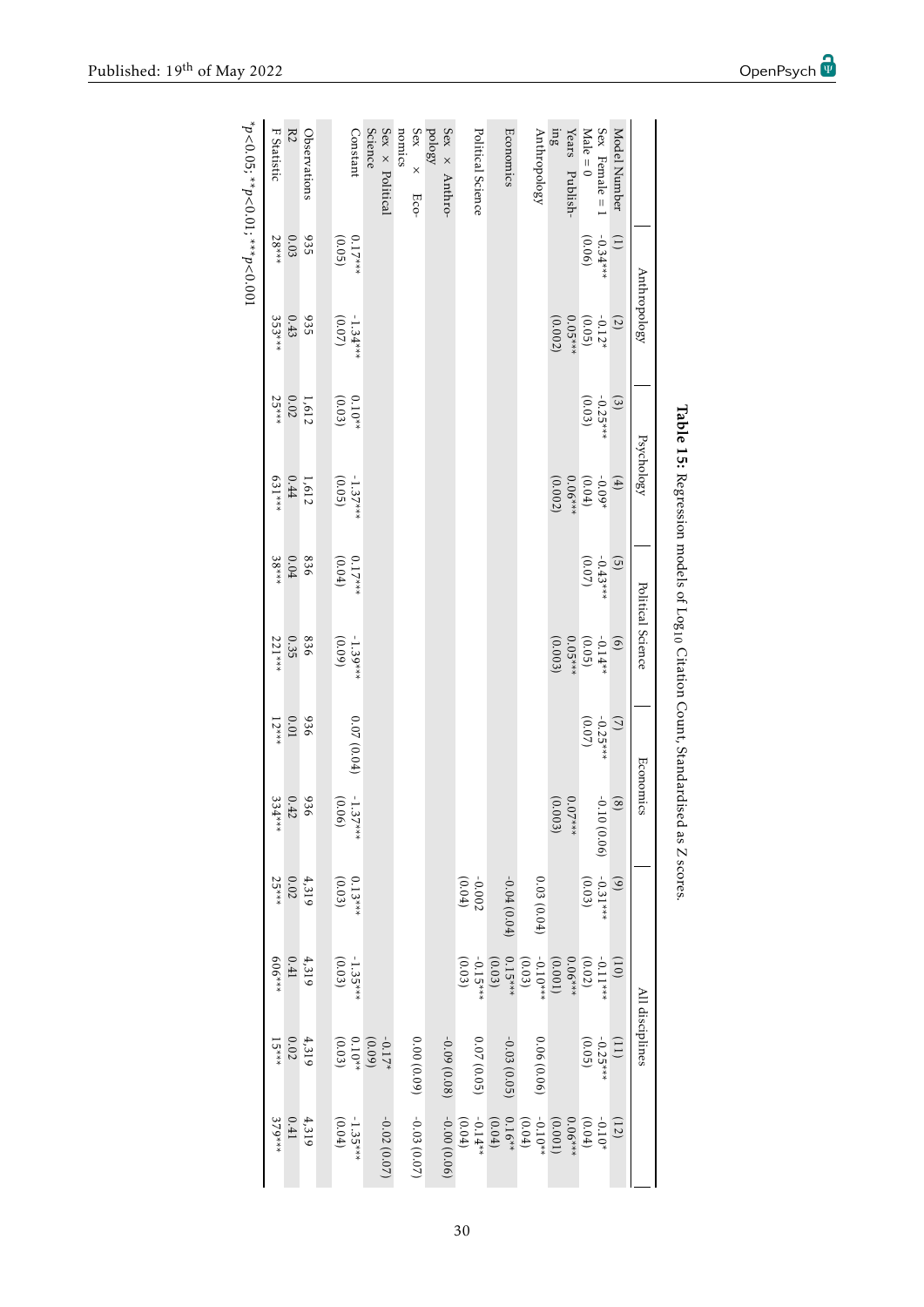**Table 15:** Regression models of $Log_{10}$ Citation Count, Standardised as Z scores.

| | Anthropology | | Psychology | | Political Science | | Economics | | All disciplines | | | |
|---|---|---|---|---|---|---|---|---|---|---|---|---|
| Model Number | (1) | (2) | (3) | (4) | (5) | (6) | (7) | (8) | (9) | (10) | (11) | (12) |
| Sex Female = 1 Male = 0 | -0.34*** (0.06) | -0.12* (0.05) | -0.25*** (0.03) | -0.09* (0.04) | -0.43*** (0.07) | -0.14** (0.05) | -0.25*** (0.07) | -0.10 (0.06) | -0.31*** (0.03) | -0.11*** (0.02) | -0.25*** (0.05) | -0.10* (0.04) |
| Years Publishing | | 0.05*** (0.002) | | 0.06*** (0.002) | | 0.05*** (0.003) | | 0.07*** (0.003) | | 0.06*** (0.001) | | 0.06*** (0.001) |
| Anthropology | | | | | | | | | 0.03 (0.04) | -0.10*** (0.03) | 0.06 (0.06) | -0.10** (0.04) |
| Economics | | | | | | | | | -0.04 (0.04) | 0.15*** (0.03) | -0.03 (0.05) | 0.16** (0.04) |
| Political Science | | | | | | | | | -0.002 (0.04) | -0.15*** (0.03) | 0.07 (0.05) | -0.14** (0.04) |
| Sex × Anthropology | | | | | | | | | | | -0.09 (0.08) | -0.00 (0.06) |
| Sex × Economics | | | | | | | | | | | 0.00 (0.09) | -0.03 (0.07) |
| Sex × Political Science | | | | | | | | | | | -0.17* (0.09) | -0.02 (0.07) |
| Constant | 0.17*** (0.05) | -1.34*** (0.07) | 0.10* (0.03) | -1.37*** (0.05) | 0.17*** (0.04) | -1.39*** (0.09) | 0.07 (0.04) | -1.37*** (0.06) | 0.13*** (0.03) | -1.35*** (0.03) | 0.10** (0.03) | -1.35*** (0.04) |
| Observations | 935 | 935 | 1,612 | 1,612 | 836 | 836 | 936 | 936 | 4,319 | 4,319 | 4,319 | 4,319 |
| R2 | 0.03 | 0.43 | 0.02 | 0.44 | 0.04 | 0.35 | 0.01 | 0.42 | 0.02 | 0.41 | 0.02 | 0.41 |
| F Statistic | 28*** | 353*** | 25*** | 631*** | 38*** | 221*** | 12*** | 334*** | 25*** | 606*** | 15*** | 379*** |

*$p<0.05$; **$p<0.01$; ***$p<0.001$